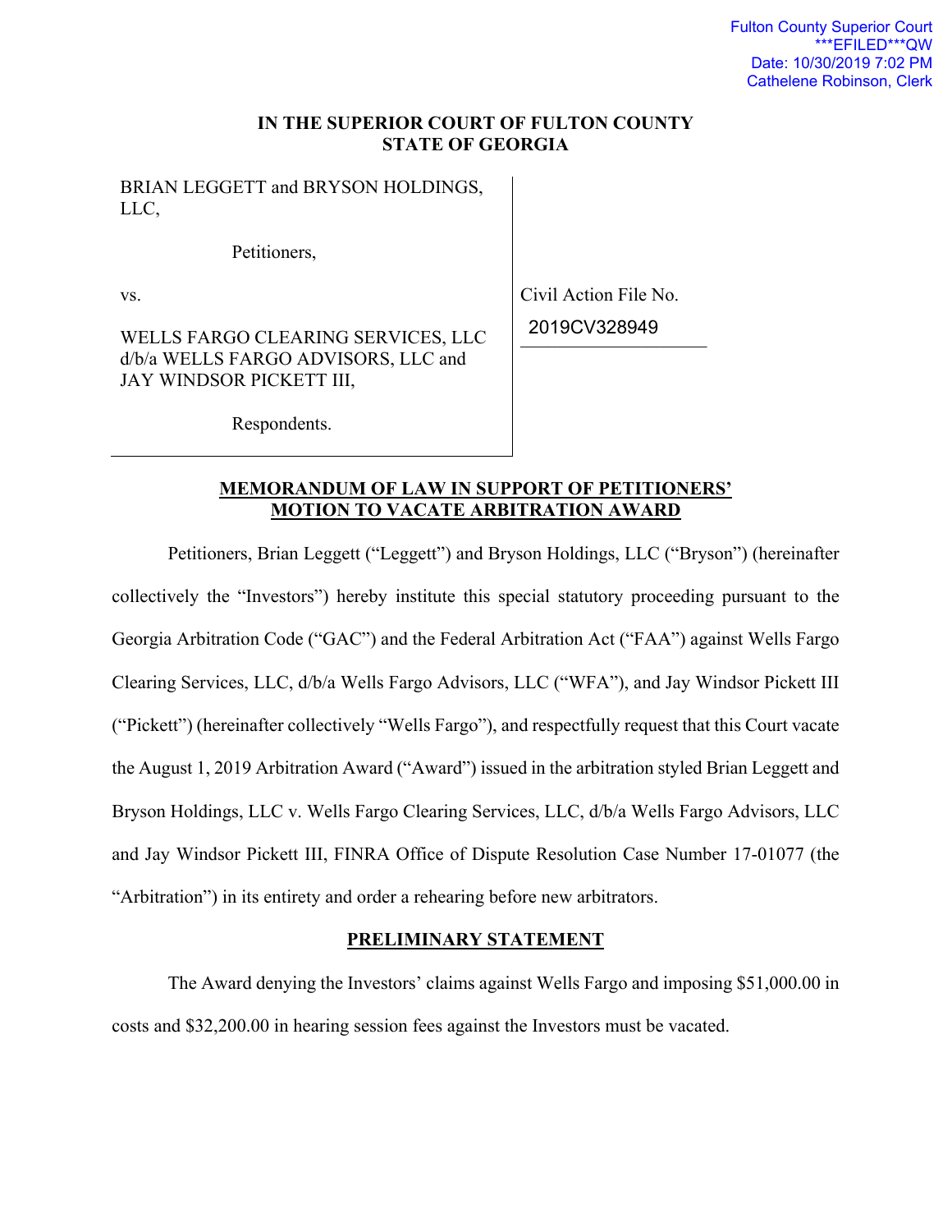Fulton County Superior Court
***EFILED***QW
Date: 10/30/2019 7:02 PM
Cathelene Robinson, Clerk

**IN THE SUPERIOR COURT OF FULTON COUNTY**
**STATE OF GEORGIA**

BRIAN LEGGETT and BRYSON HOLDINGS, LLC,

Petitioners,

vs.

WELLS FARGO CLEARING SERVICES, LLC d/b/a WELLS FARGO ADVISORS, LLC and JAY WINDSOR PICKETT III,

Respondents.

Civil Action File No. 2019CV328949

**MEMORANDUM OF LAW IN SUPPORT OF PETITIONERS' MOTION TO VACATE ARBITRATION AWARD**

Petitioners, Brian Leggett ("Leggett") and Bryson Holdings, LLC ("Bryson") (hereinafter collectively the "Investors") hereby institute this special statutory proceeding pursuant to the Georgia Arbitration Code ("GAC") and the Federal Arbitration Act ("FAA") against Wells Fargo Clearing Services, LLC, d/b/a Wells Fargo Advisors, LLC ("WFA"), and Jay Windsor Pickett III ("Pickett") (hereinafter collectively "Wells Fargo"), and respectfully request that this Court vacate the August 1, 2019 Arbitration Award ("Award") issued in the arbitration styled Brian Leggett and Bryson Holdings, LLC v. Wells Fargo Clearing Services, LLC, d/b/a Wells Fargo Advisors, LLC and Jay Windsor Pickett III, FINRA Office of Dispute Resolution Case Number 17-01077 (the "Arbitration") in its entirety and order a rehearing before new arbitrators.

**PRELIMINARY STATEMENT**

The Award denying the Investors' claims against Wells Fargo and imposing $51,000.00 in costs and $32,200.00 in hearing session fees against the Investors must be vacated.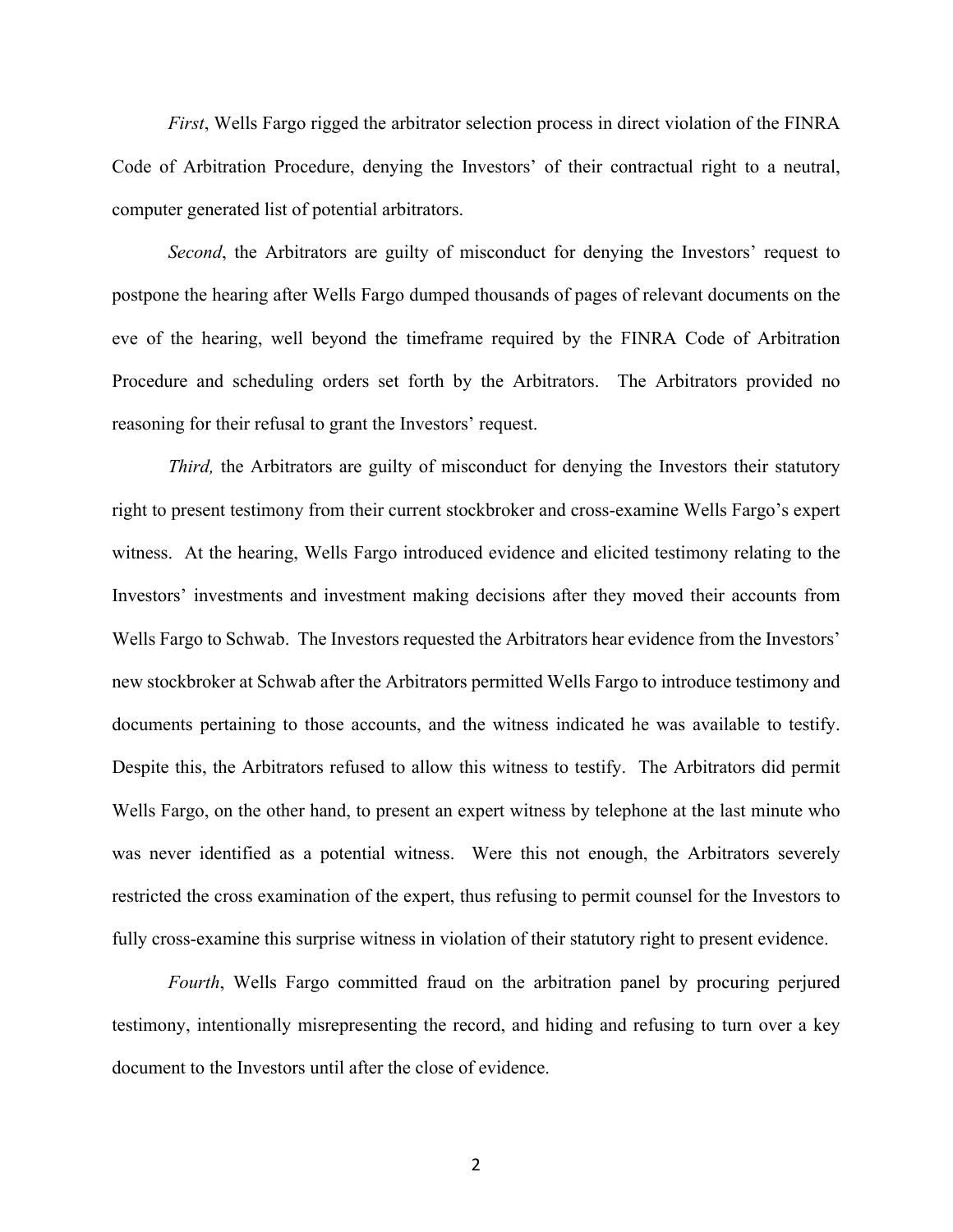*First*, Wells Fargo rigged the arbitrator selection process in direct violation of the FINRA Code of Arbitration Procedure, denying the Investors' of their contractual right to a neutral, computer generated list of potential arbitrators.

*Second*, the Arbitrators are guilty of misconduct for denying the Investors' request to postpone the hearing after Wells Fargo dumped thousands of pages of relevant documents on the eve of the hearing, well beyond the timeframe required by the FINRA Code of Arbitration Procedure and scheduling orders set forth by the Arbitrators. The Arbitrators provided no reasoning for their refusal to grant the Investors' request.

*Third,* the Arbitrators are guilty of misconduct for denying the Investors their statutory right to present testimony from their current stockbroker and cross-examine Wells Fargo's expert witness. At the hearing, Wells Fargo introduced evidence and elicited testimony relating to the Investors' investments and investment making decisions after they moved their accounts from Wells Fargo to Schwab. The Investors requested the Arbitrators hear evidence from the Investors' new stockbroker at Schwab after the Arbitrators permitted Wells Fargo to introduce testimony and documents pertaining to those accounts, and the witness indicated he was available to testify. Despite this, the Arbitrators refused to allow this witness to testify. The Arbitrators did permit Wells Fargo, on the other hand, to present an expert witness by telephone at the last minute who was never identified as a potential witness. Were this not enough, the Arbitrators severely restricted the cross examination of the expert, thus refusing to permit counsel for the Investors to fully cross-examine this surprise witness in violation of their statutory right to present evidence.

*Fourth*, Wells Fargo committed fraud on the arbitration panel by procuring perjured testimony, intentionally misrepresenting the record, and hiding and refusing to turn over a key document to the Investors until after the close of evidence.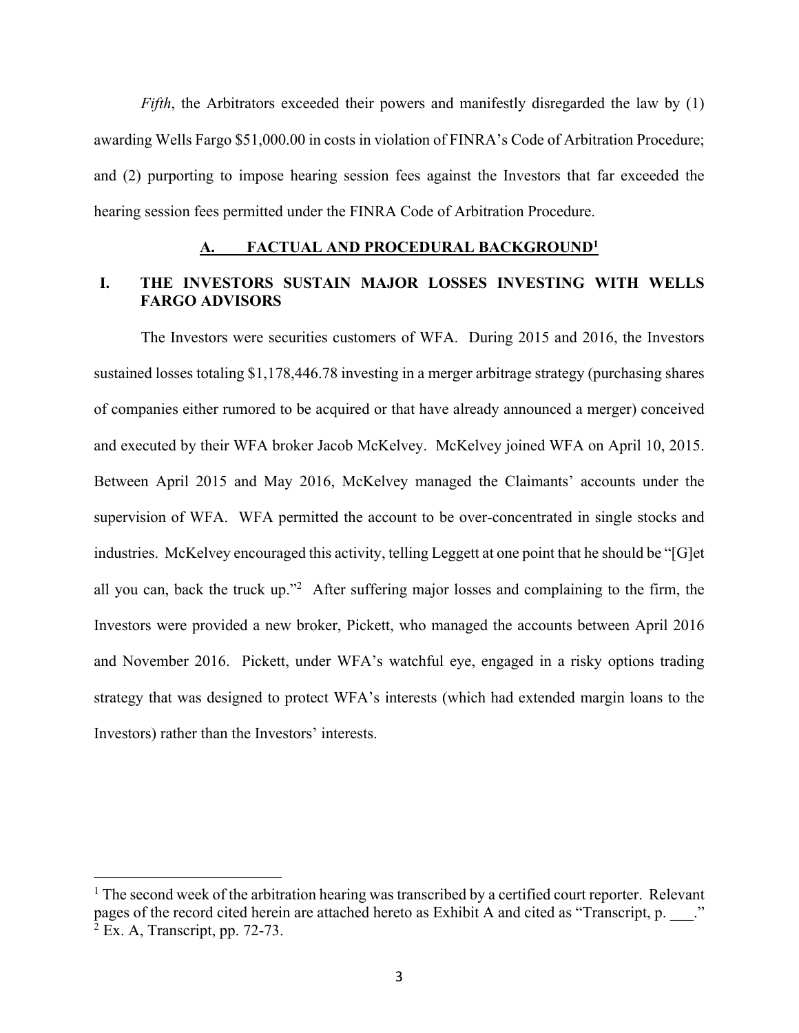*Fifth*, the Arbitrators exceeded their powers and manifestly disregarded the law by (1) awarding Wells Fargo $51,000.00 in costs in violation of FINRA's Code of Arbitration Procedure; and (2) purporting to impose hearing session fees against the Investors that far exceeded the hearing session fees permitted under the FINRA Code of Arbitration Procedure.

## A. FACTUAL AND PROCEDURAL BACKGROUND[1]

### I. THE INVESTORS SUSTAIN MAJOR LOSSES INVESTING WITH WELLS FARGO ADVISORS

The Investors were securities customers of WFA. During 2015 and 2016, the Investors sustained losses totaling $1,178,446.78 investing in a merger arbitrage strategy (purchasing shares of companies either rumored to be acquired or that have already announced a merger) conceived and executed by their WFA broker Jacob McKelvey. McKelvey joined WFA on April 10, 2015. Between April 2015 and May 2016, McKelvey managed the Claimants' accounts under the supervision of WFA. WFA permitted the account to be over-concentrated in single stocks and industries. McKelvey encouraged this activity, telling Leggett at one point that he should be "[G]et all you can, back the truck up."[2] After suffering major losses and complaining to the firm, the Investors were provided a new broker, Pickett, who managed the accounts between April 2016 and November 2016. Pickett, under WFA's watchful eye, engaged in a risky options trading strategy that was designed to protect WFA's interests (which had extended margin loans to the Investors) rather than the Investors' interests.

---

[1] The second week of the arbitration hearing was transcribed by a certified court reporter. Relevant pages of the record cited herein are attached hereto as Exhibit A and cited as "Transcript, p. ___."

[2] Ex. A, Transcript, pp. 72-73.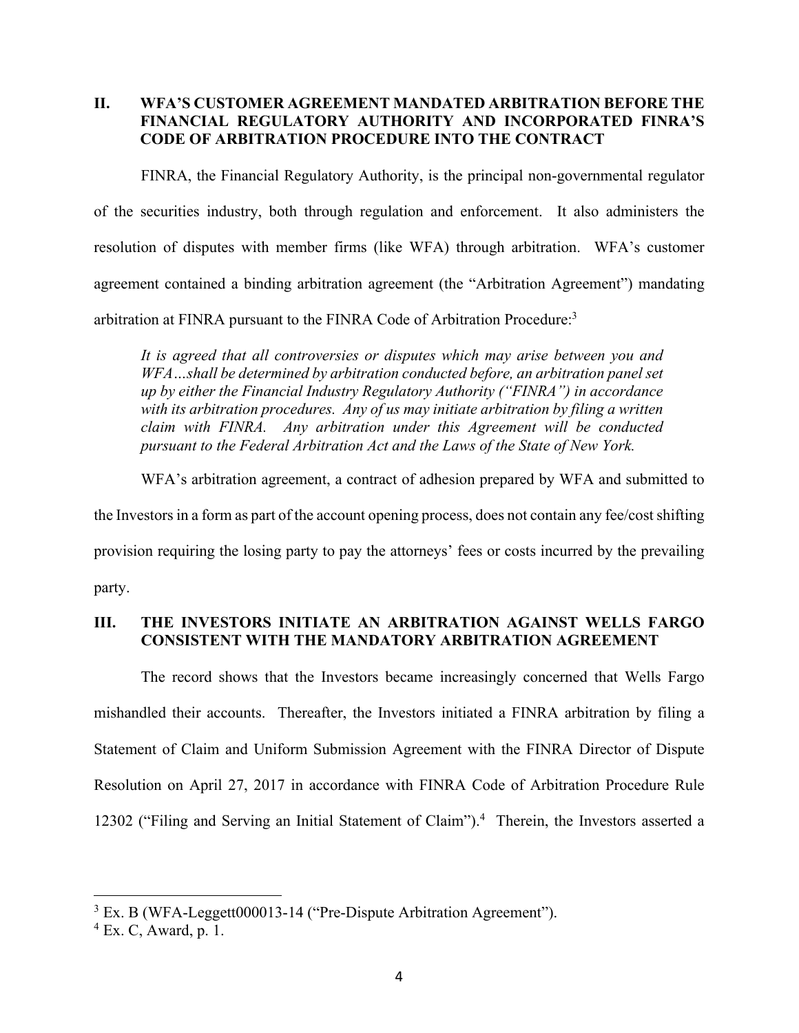## II. WFA'S CUSTOMER AGREEMENT MANDATED ARBITRATION BEFORE THE FINANCIAL REGULATORY AUTHORITY AND INCORPORATED FINRA'S CODE OF ARBITRATION PROCEDURE INTO THE CONTRACT

FINRA, the Financial Regulatory Authority, is the principal non-governmental regulator of the securities industry, both through regulation and enforcement. It also administers the resolution of disputes with member firms (like WFA) through arbitration. WFA's customer agreement contained a binding arbitration agreement (the "Arbitration Agreement") mandating arbitration at FINRA pursuant to the FINRA Code of Arbitration Procedure:[3]

> *It is agreed that all controversies or disputes which may arise between you and WFA…shall be determined by arbitration conducted before, an arbitration panel set up by either the Financial Industry Regulatory Authority ("FINRA") in accordance with its arbitration procedures. Any of us may initiate arbitration by filing a written claim with FINRA. Any arbitration under this Agreement will be conducted pursuant to the Federal Arbitration Act and the Laws of the State of New York.*

WFA's arbitration agreement, a contract of adhesion prepared by WFA and submitted to the Investors in a form as part of the account opening process, does not contain any fee/cost shifting provision requiring the losing party to pay the attorneys' fees or costs incurred by the prevailing party.

## III. THE INVESTORS INITIATE AN ARBITRATION AGAINST WELLS FARGO CONSISTENT WITH THE MANDATORY ARBITRATION AGREEMENT

The record shows that the Investors became increasingly concerned that Wells Fargo mishandled their accounts. Thereafter, the Investors initiated a FINRA arbitration by filing a Statement of Claim and Uniform Submission Agreement with the FINRA Director of Dispute Resolution on April 27, 2017 in accordance with FINRA Code of Arbitration Procedure Rule 12302 ("Filing and Serving an Initial Statement of Claim").[4] Therein, the Investors asserted a

---

[3] Ex. B (WFA-Leggett000013-14 ("Pre-Dispute Arbitration Agreement").

[4] Ex. C, Award, p. 1.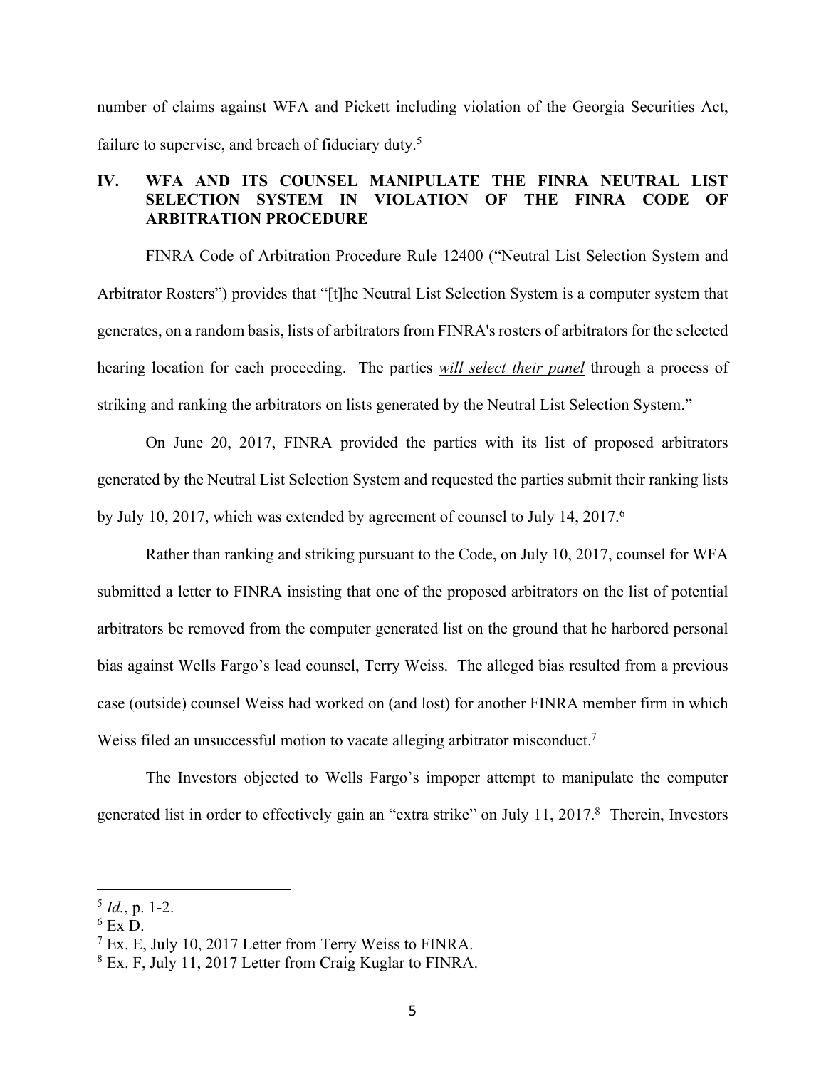number of claims against WFA and Pickett including violation of the Georgia Securities Act, failure to supervise, and breach of fiduciary duty.[5]

## IV. WFA AND ITS COUNSEL MANIPULATE THE FINRA NEUTRAL LIST SELECTION SYSTEM IN VIOLATION OF THE FINRA CODE OF ARBITRATION PROCEDURE

FINRA Code of Arbitration Procedure Rule 12400 ("Neutral List Selection System and Arbitrator Rosters") provides that "[t]he Neutral List Selection System is a computer system that generates, on a random basis, lists of arbitrators from FINRA's rosters of arbitrators for the selected hearing location for each proceeding. The parties ***will select their panel*** through a process of striking and ranking the arbitrators on lists generated by the Neutral List Selection System."

On June 20, 2017, FINRA provided the parties with its list of proposed arbitrators generated by the Neutral List Selection System and requested the parties submit their ranking lists by July 10, 2017, which was extended by agreement of counsel to July 14, 2017.[6]

Rather than ranking and striking pursuant to the Code, on July 10, 2017, counsel for WFA submitted a letter to FINRA insisting that one of the proposed arbitrators on the list of potential arbitrators be removed from the computer generated list on the ground that he harbored personal bias against Wells Fargo's lead counsel, Terry Weiss. The alleged bias resulted from a previous case (outside) counsel Weiss had worked on (and lost) for another FINRA member firm in which Weiss filed an unsuccessful motion to vacate alleging arbitrator misconduct.[7]

The Investors objected to Wells Fargo's impoper attempt to manipulate the computer generated list in order to effectively gain an "extra strike" on July 11, 2017.[8] Therein, Investors

---

[5] *Id.*, p. 1-2.

[6] Ex D.

[7] Ex. E, July 10, 2017 Letter from Terry Weiss to FINRA.

[8] Ex. F, July 11, 2017 Letter from Craig Kuglar to FINRA.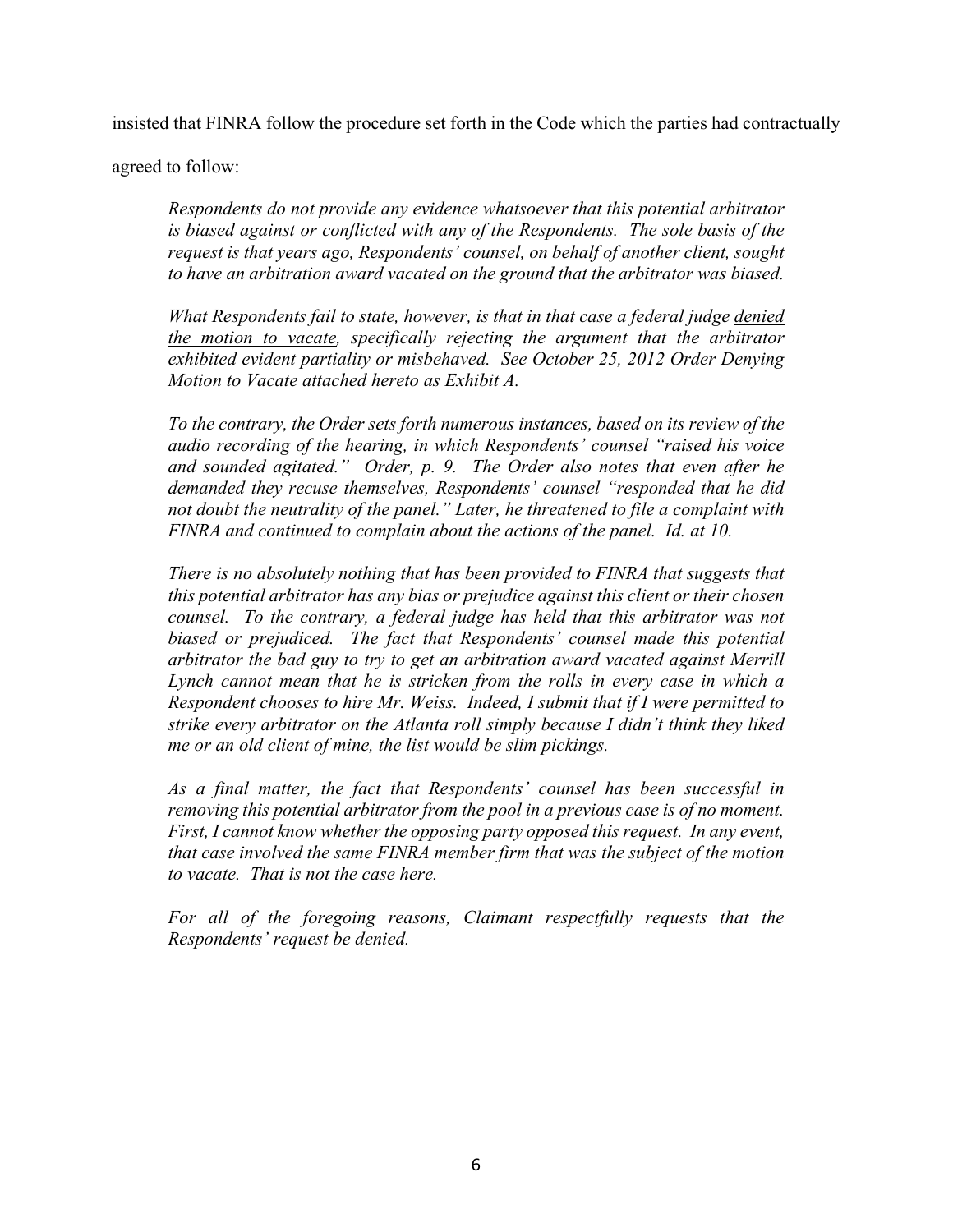insisted that FINRA follow the procedure set forth in the Code which the parties had contractually agreed to follow:

> *Respondents do not provide any evidence whatsoever that this potential arbitrator is biased against or conflicted with any of the Respondents. The sole basis of the request is that years ago, Respondents' counsel, on behalf of another client, sought to have an arbitration award vacated on the ground that the arbitrator was biased.*
>
> *What Respondents fail to state, however, is that in that case a federal judge <u>denied the motion to vacate</u>, specifically rejecting the argument that the arbitrator exhibited evident partiality or misbehaved. See October 25, 2012 Order Denying Motion to Vacate attached hereto as Exhibit A.*
>
> *To the contrary, the Order sets forth numerous instances, based on its review of the audio recording of the hearing, in which Respondents' counsel "raised his voice and sounded agitated." Order, p. 9. The Order also notes that even after he demanded they recuse themselves, Respondents' counsel "responded that he did not doubt the neutrality of the panel." Later, he threatened to file a complaint with FINRA and continued to complain about the actions of the panel. Id. at 10.*
>
> *There is no absolutely nothing that has been provided to FINRA that suggests that this potential arbitrator has any bias or prejudice against this client or their chosen counsel. To the contrary, a federal judge has held that this arbitrator was not biased or prejudiced. The fact that Respondents' counsel made this potential arbitrator the bad guy to try to get an arbitration award vacated against Merrill Lynch cannot mean that he is stricken from the rolls in every case in which a Respondent chooses to hire Mr. Weiss. Indeed, I submit that if I were permitted to strike every arbitrator on the Atlanta roll simply because I didn't think they liked me or an old client of mine, the list would be slim pickings.*
>
> *As a final matter, the fact that Respondents' counsel has been successful in removing this potential arbitrator from the pool in a previous case is of no moment. First, I cannot know whether the opposing party opposed this request. In any event, that case involved the same FINRA member firm that was the subject of the motion to vacate. That is not the case here.*
>
> *For all of the foregoing reasons, Claimant respectfully requests that the Respondents' request be denied.*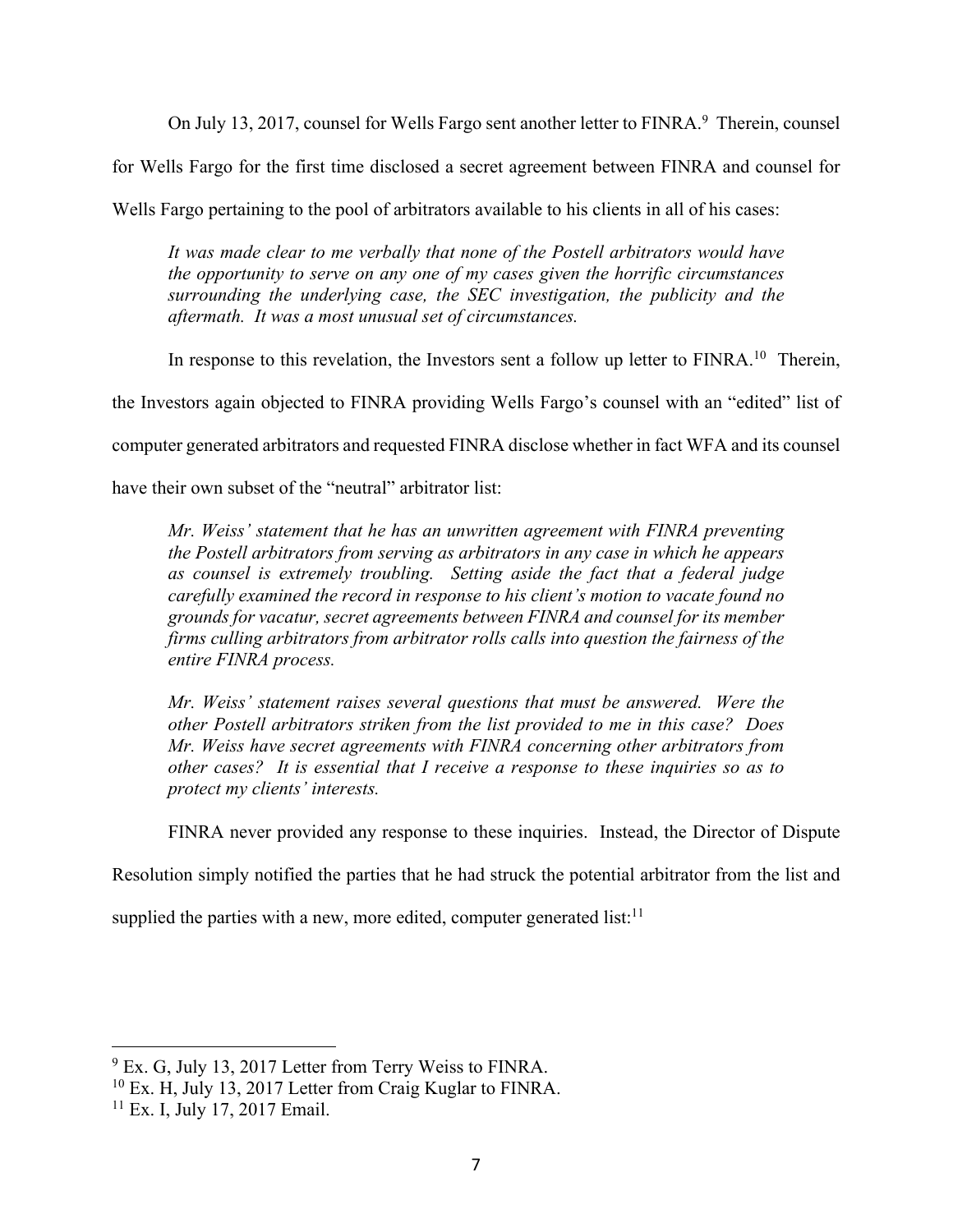On July 13, 2017, counsel for Wells Fargo sent another letter to FINRA.[9] Therein, counsel for Wells Fargo for the first time disclosed a secret agreement between FINRA and counsel for Wells Fargo pertaining to the pool of arbitrators available to his clients in all of his cases:

> *It was made clear to me verbally that none of the Postell arbitrators would have the opportunity to serve on any one of my cases given the horrific circumstances surrounding the underlying case, the SEC investigation, the publicity and the aftermath. It was a most unusual set of circumstances.*

In response to this revelation, the Investors sent a follow up letter to FINRA.[10] Therein, the Investors again objected to FINRA providing Wells Fargo's counsel with an "edited" list of computer generated arbitrators and requested FINRA disclose whether in fact WFA and its counsel have their own subset of the "neutral" arbitrator list:

> *Mr. Weiss' statement that he has an unwritten agreement with FINRA preventing the Postell arbitrators from serving as arbitrators in any case in which he appears as counsel is extremely troubling. Setting aside the fact that a federal judge carefully examined the record in response to his client's motion to vacate found no grounds for vacatur, secret agreements between FINRA and counsel for its member firms culling arbitrators from arbitrator rolls calls into question the fairness of the entire FINRA process.*
>
> *Mr. Weiss' statement raises several questions that must be answered. Were the other Postell arbitrators striken from the list provided to me in this case? Does Mr. Weiss have secret agreements with FINRA concerning other arbitrators from other cases? It is essential that I receive a response to these inquiries so as to protect my clients' interests.*

FINRA never provided any response to these inquiries. Instead, the Director of Dispute Resolution simply notified the parties that he had struck the potential arbitrator from the list and supplied the parties with a new, more edited, computer generated list:[11]

---

[9] Ex. G, July 13, 2017 Letter from Terry Weiss to FINRA.

[10] Ex. H, July 13, 2017 Letter from Craig Kuglar to FINRA.

[11] Ex. I, July 17, 2017 Email.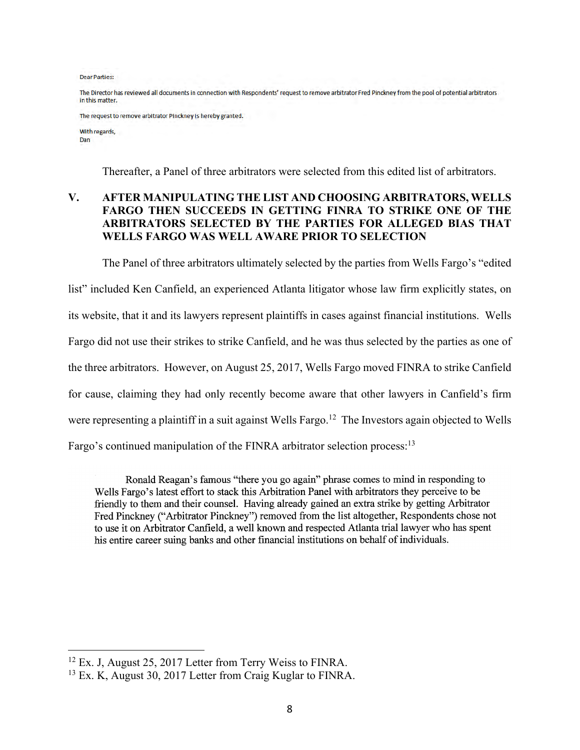Dear Parties:

The Director has reviewed all documents in connection with Respondents' request to remove arbitrator Fred Pinckney from the pool of potential arbitrators in this matter.

The request to remove arbitrator Pinckney is hereby granted.

With regards,
Dan

Thereafter, a Panel of three arbitrators were selected from this edited list of arbitrators.

## V. AFTER MANIPULATING THE LIST AND CHOOSING ARBITRATORS, WELLS FARGO THEN SUCCEEDS IN GETTING FINRA TO STRIKE ONE OF THE ARBITRATORS SELECTED BY THE PARTIES FOR ALLEGED BIAS THAT WELLS FARGO WAS WELL AWARE PRIOR TO SELECTION

The Panel of three arbitrators ultimately selected by the parties from Wells Fargo's "edited list" included Ken Canfield, an experienced Atlanta litigator whose law firm explicitly states, on its website, that it and its lawyers represent plaintiffs in cases against financial institutions. Wells Fargo did not use their strikes to strike Canfield, and he was thus selected by the parties as one of the three arbitrators. However, on August 25, 2017, Wells Fargo moved FINRA to strike Canfield for cause, claiming they had only recently become aware that other lawyers in Canfield's firm were representing a plaintiff in a suit against Wells Fargo.[12] The Investors again objected to Wells Fargo's continued manipulation of the FINRA arbitrator selection process:[13]

> Ronald Reagan's famous "there you go again" phrase comes to mind in responding to Wells Fargo's latest effort to stack this Arbitration Panel with arbitrators they perceive to be friendly to them and their counsel. Having already gained an extra strike by getting Arbitrator Fred Pinckney ("Arbitrator Pinckney") removed from the list altogether, Respondents chose not to use it on Arbitrator Canfield, a well known and respected Atlanta trial lawyer who has spent his entire career suing banks and other financial institutions on behalf of individuals.

---

[12] Ex. J, August 25, 2017 Letter from Terry Weiss to FINRA.

[13] Ex. K, August 30, 2017 Letter from Craig Kuglar to FINRA.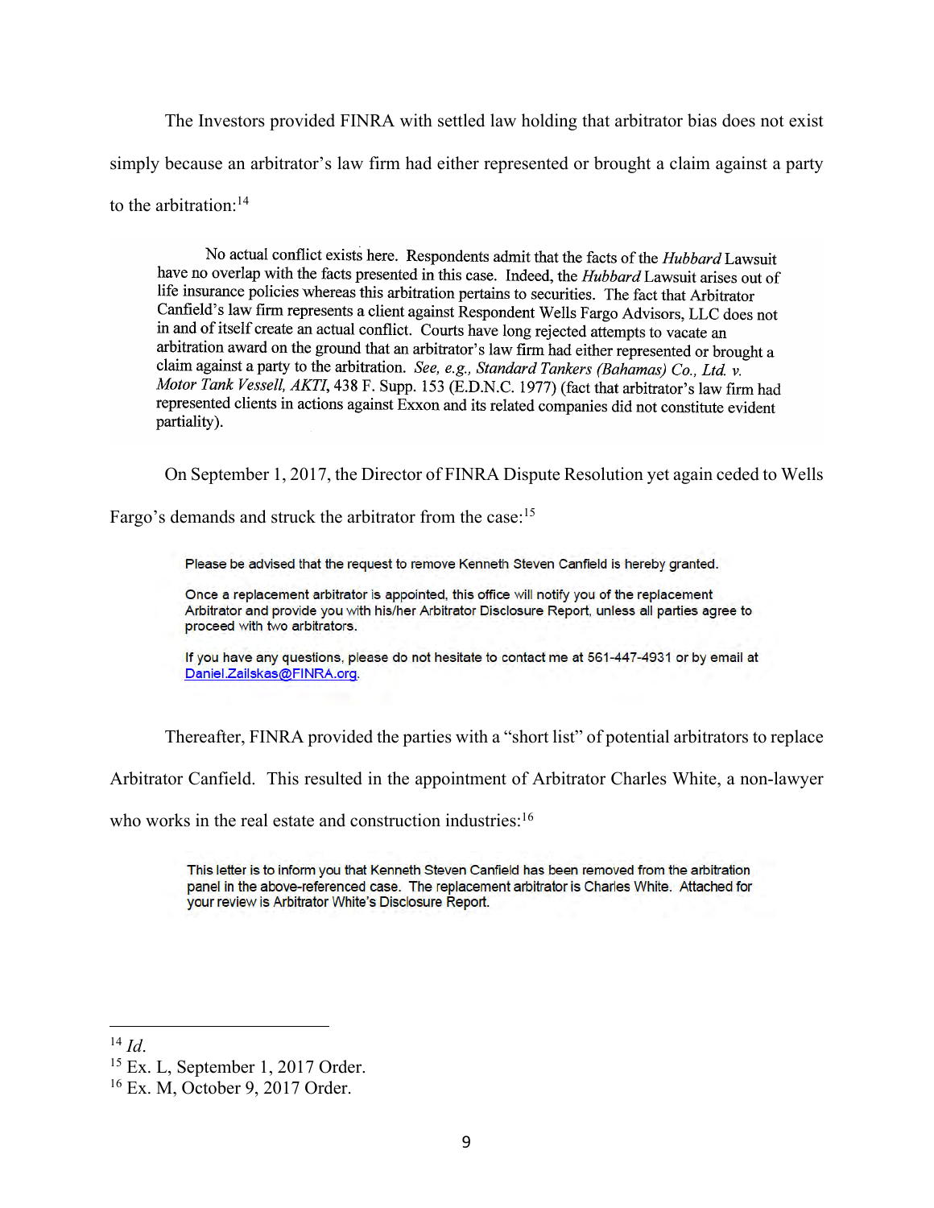The Investors provided FINRA with settled law holding that arbitrator bias does not exist simply because an arbitrator's law firm had either represented or brought a claim against a party to the arbitration:[14]

> No actual conflict exists here. Respondents admit that the facts of the *Hubbard* Lawsuit have no overlap with the facts presented in this case. Indeed, the *Hubbard* Lawsuit arises out of life insurance policies whereas this arbitration pertains to securities. The fact that Arbitrator Canfield's law firm represents a client against Respondent Wells Fargo Advisors, LLC does not in and of itself create an actual conflict. Courts have long rejected attempts to vacate an arbitration award on the ground that an arbitrator's law firm had either represented or brought a claim against a party to the arbitration. *See, e.g., Standard Tankers (Bahamas) Co., Ltd. v. Motor Tank Vessell, AKTI*, 438 F. Supp. 153 (E.D.N.C. 1977) (fact that arbitrator's law firm had represented clients in actions against Exxon and its related companies did not constitute evident partiality).

On September 1, 2017, the Director of FINRA Dispute Resolution yet again ceded to Wells Fargo's demands and struck the arbitrator from the case:[15]

> Please be advised that the request to remove Kenneth Steven Canfield is hereby granted.
>
> Once a replacement arbitrator is appointed, this office will notify you of the replacement Arbitrator and provide you with his/her Arbitrator Disclosure Report, unless all parties agree to proceed with two arbitrators.
>
> If you have any questions, please do not hesitate to contact me at 561-447-4931 or by email at Daniel.Zailskas@FINRA.org.

Thereafter, FINRA provided the parties with a "short list" of potential arbitrators to replace Arbitrator Canfield. This resulted in the appointment of Arbitrator Charles White, a non-lawyer who works in the real estate and construction industries:[16]

> This letter is to inform you that Kenneth Steven Canfield has been removed from the arbitration panel in the above-referenced case. The replacement arbitrator is Charles White. Attached for your review is Arbitrator White's Disclosure Report.

---

[14] *Id.*

[15] Ex. L, September 1, 2017 Order.

[16] Ex. M, October 9, 2017 Order.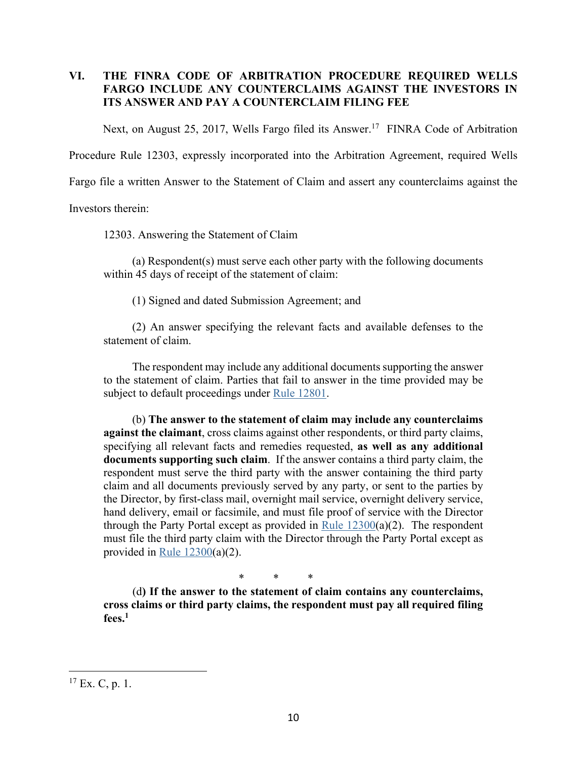## VI. THE FINRA CODE OF ARBITRATION PROCEDURE REQUIRED WELLS FARGO INCLUDE ANY COUNTERCLAIMS AGAINST THE INVESTORS IN ITS ANSWER AND PAY A COUNTERCLAIM FILING FEE

Next, on August 25, 2017, Wells Fargo filed its Answer.[17] FINRA Code of Arbitration Procedure Rule 12303, expressly incorporated into the Arbitration Agreement, required Wells Fargo file a written Answer to the Statement of Claim and assert any counterclaims against the Investors therein:

> 12303. Answering the Statement of Claim
>
> (a) Respondent(s) must serve each other party with the following documents within 45 days of receipt of the statement of claim:
>
> (1) Signed and dated Submission Agreement; and
>
> (2) An answer specifying the relevant facts and available defenses to the statement of claim.
>
> The respondent may include any additional documents supporting the answer to the statement of claim. Parties that fail to answer in the time provided may be subject to default proceedings under Rule 12801.
>
> (b) **The answer to the statement of claim may include any counterclaims against the claimant**, cross claims against other respondents, or third party claims, specifying all relevant facts and remedies requested, **as well as any additional documents supporting such claim**. If the answer contains a third party claim, the respondent must serve the third party with the answer containing the third party claim and all documents previously served by any party, or sent to the parties by the Director, by first-class mail, overnight mail service, overnight delivery service, hand delivery, email or facsimile, and must file proof of service with the Director through the Party Portal except as provided in Rule 12300(a)(2). The respondent must file the third party claim with the Director through the Party Portal except as provided in Rule 12300(a)(2).
>
> \* \* \*
>
> (d**) If the answer to the statement of claim contains any counterclaims, cross claims or third party claims, the respondent must pay all required filing fees.[1]**

[17] Ex. C, p. 1.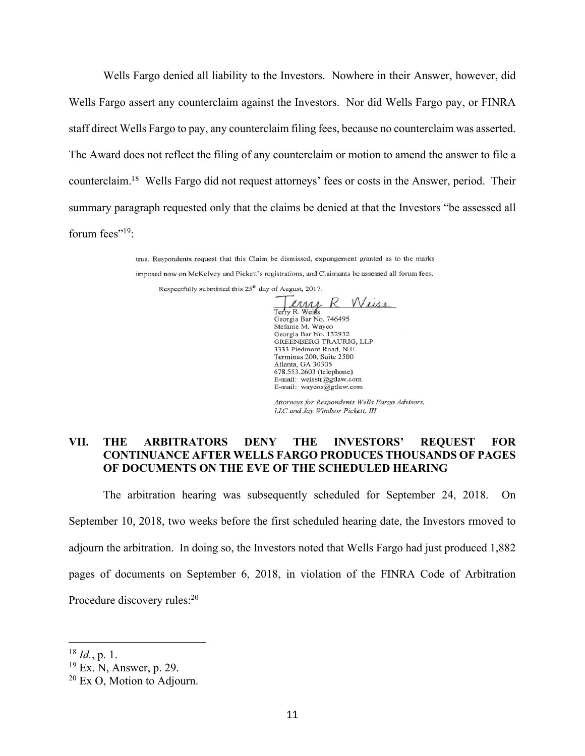Wells Fargo denied all liability to the Investors. Nowhere in their Answer, however, did Wells Fargo assert any counterclaim against the Investors. Nor did Wells Fargo pay, or FINRA staff direct Wells Fargo to pay, any counterclaim filing fees, because no counterclaim was asserted. The Award does not reflect the filing of any counterclaim or motion to amend the answer to file a counterclaim.[18] Wells Fargo did not request attorneys' fees or costs in the Answer, period. Their summary paragraph requested only that the claims be denied at that the Investors "be assessed all forum fees"[19]:

> true. Respondents request that this Claim be dismissed, expungement granted as to the marks imposed now on McKelvey and Pickett's registrations, and Claimants be assessed all forum fees.
>
> Respectfully submitted this 25th day of August, 2017.
>
> Terry R. Weiss
> Terry R. Weiss
> Georgia Bar No. 746495
> Stefanie M. Wayco
> Georgia Bar No. 132932
> GREENBERG TRAURIG, LLP
> 3333 Piedmont Road, N.E.
> Terminus 200, Suite 2500
> Atlanta, GA 30305
> 678.553.2603 (telephone)
> E-mail: weisstr@gtlaw.com
> E-mail: waycos@gtlaw.com
>
> *Attorneys for Respondents Wells Fargo Advisors, LLC and Jay Windsor Pickett, III*

## VII. THE ARBITRATORS DENY THE INVESTORS' REQUEST FOR CONTINUANCE AFTER WELLS FARGO PRODUCES THOUSANDS OF PAGES OF DOCUMENTS ON THE EVE OF THE SCHEDULED HEARING

The arbitration hearing was subsequently scheduled for September 24, 2018. On September 10, 2018, two weeks before the first scheduled hearing date, the Investors rmoved to adjourn the arbitration. In doing so, the Investors noted that Wells Fargo had just produced 1,882 pages of documents on September 6, 2018, in violation of the FINRA Code of Arbitration Procedure discovery rules:[20]

---

[18] *Id.*, p. 1.

[19] Ex. N, Answer, p. 29.

[20] Ex O, Motion to Adjourn.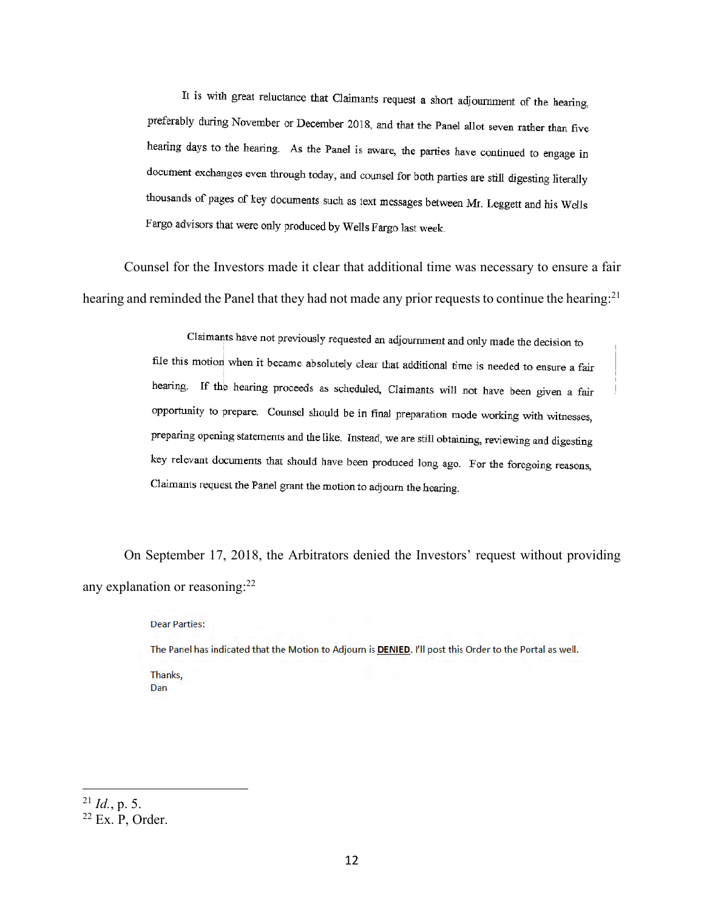> It is with great reluctance that Claimants request a short adjournment of the hearing, preferably during November or December 2018, and that the Panel allot seven rather than five hearing days to the hearing. As the Panel is aware, the parties have continued to engage in document exchanges even through today, and counsel for both parties are still digesting literally thousands of pages of key documents such as text messages between Mr. Leggett and his Wells Fargo advisors that were only produced by Wells Fargo last week.

Counsel for the Investors made it clear that additional time was necessary to ensure a fair hearing and reminded the Panel that they had not made any prior requests to continue the hearing:[21]

> Claimants have not previously requested an adjournment and only made the decision to file this motion when it became absolutely clear that additional time is needed to ensure a fair hearing. If the hearing proceeds as scheduled, Claimants will not have been given a fair opportunity to prepare. Counsel should be in final preparation mode working with witnesses, preparing opening statements and the like. Instead, we are still obtaining, reviewing and digesting key relevant documents that should have been produced long ago. For the foregoing reasons, Claimants request the Panel grant the motion to adjourn the hearing.

On September 17, 2018, the Arbitrators denied the Investors' request without providing any explanation or reasoning:[22]

> Dear Parties:
>
> The Panel has indicated that the Motion to Adjourn is **DENIED**. I'll post this Order to the Portal as well.
>
> Thanks,
> Dan

---

[21] *Id.*, p. 5.

[22] Ex. P, Order.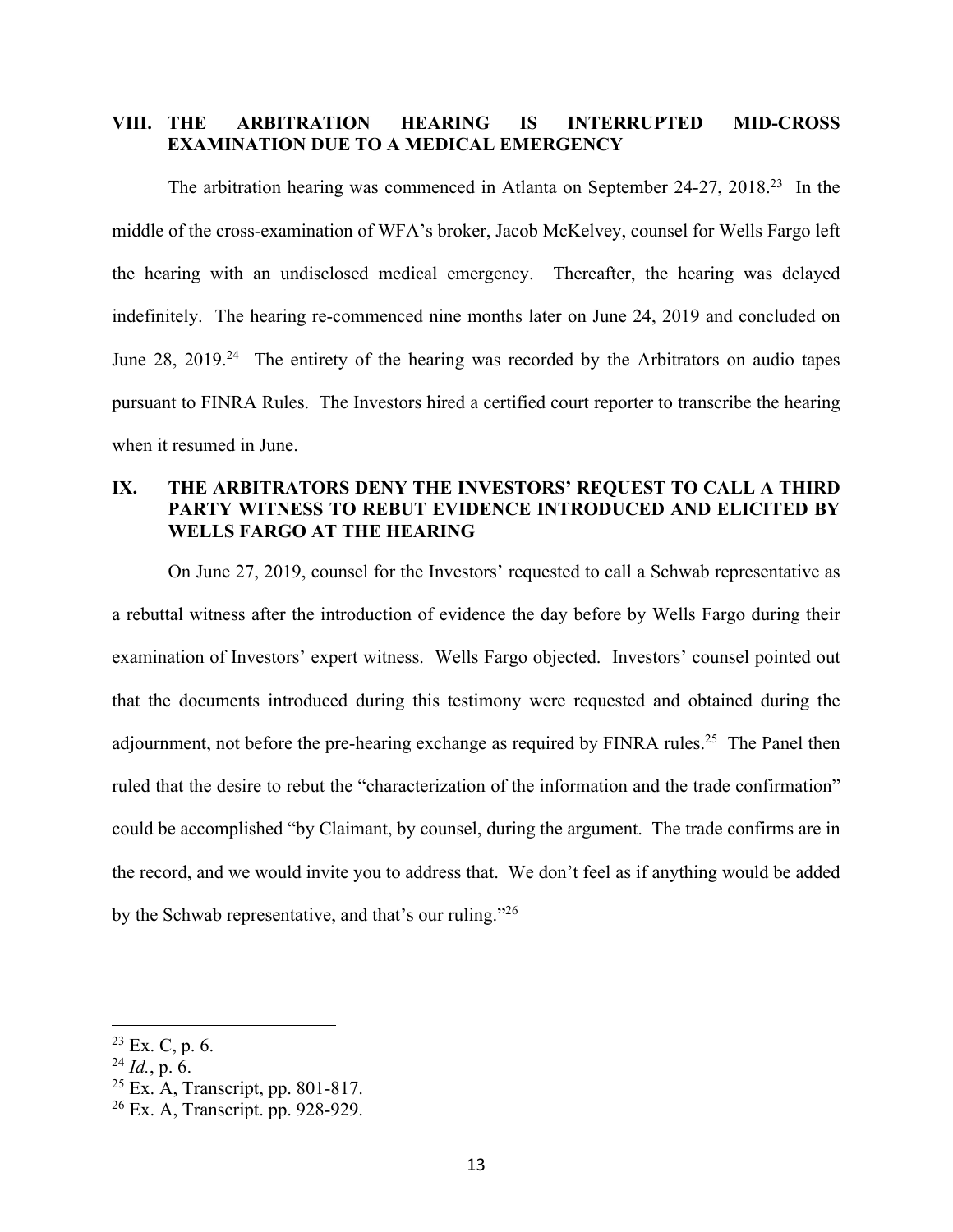## VIII. THE ARBITRATION HEARING IS INTERRUPTED MID-CROSS EXAMINATION DUE TO A MEDICAL EMERGENCY

The arbitration hearing was commenced in Atlanta on September 24-27, 2018.[23] In the middle of the cross-examination of WFA's broker, Jacob McKelvey, counsel for Wells Fargo left the hearing with an undisclosed medical emergency. Thereafter, the hearing was delayed indefinitely. The hearing re-commenced nine months later on June 24, 2019 and concluded on June 28, 2019.[24] The entirety of the hearing was recorded by the Arbitrators on audio tapes pursuant to FINRA Rules. The Investors hired a certified court reporter to transcribe the hearing when it resumed in June.

## IX. THE ARBITRATORS DENY THE INVESTORS' REQUEST TO CALL A THIRD PARTY WITNESS TO REBUT EVIDENCE INTRODUCED AND ELICITED BY WELLS FARGO AT THE HEARING

On June 27, 2019, counsel for the Investors' requested to call a Schwab representative as a rebuttal witness after the introduction of evidence the day before by Wells Fargo during their examination of Investors' expert witness. Wells Fargo objected. Investors' counsel pointed out that the documents introduced during this testimony were requested and obtained during the adjournment, not before the pre-hearing exchange as required by FINRA rules.[25] The Panel then ruled that the desire to rebut the "characterization of the information and the trade confirmation" could be accomplished "by Claimant, by counsel, during the argument. The trade confirms are in the record, and we would invite you to address that. We don't feel as if anything would be added by the Schwab representative, and that's our ruling."[26]

---

[23] Ex. C, p. 6.

[24] *Id.*, p. 6.

[25] Ex. A, Transcript, pp. 801-817.

[26] Ex. A, Transcript. pp. 928-929.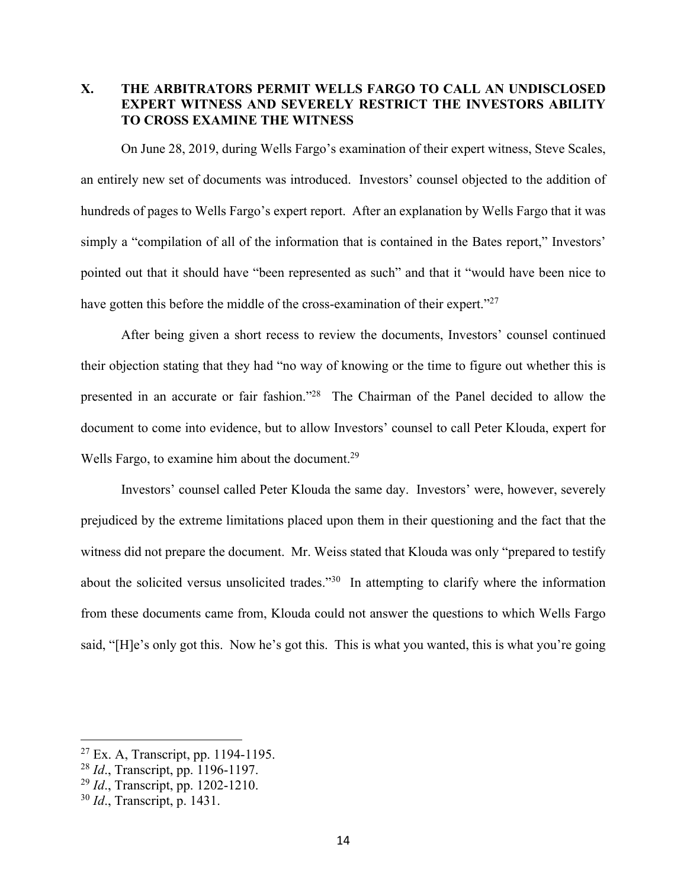## X. THE ARBITRATORS PERMIT WELLS FARGO TO CALL AN UNDISCLOSED EXPERT WITNESS AND SEVERELY RESTRICT THE INVESTORS ABILITY TO CROSS EXAMINE THE WITNESS

On June 28, 2019, during Wells Fargo's examination of their expert witness, Steve Scales, an entirely new set of documents was introduced. Investors' counsel objected to the addition of hundreds of pages to Wells Fargo's expert report. After an explanation by Wells Fargo that it was simply a "compilation of all of the information that is contained in the Bates report," Investors' pointed out that it should have "been represented as such" and that it "would have been nice to have gotten this before the middle of the cross-examination of their expert."[27]

After being given a short recess to review the documents, Investors' counsel continued their objection stating that they had "no way of knowing or the time to figure out whether this is presented in an accurate or fair fashion."[28] The Chairman of the Panel decided to allow the document to come into evidence, but to allow Investors' counsel to call Peter Klouda, expert for Wells Fargo, to examine him about the document.[29]

Investors' counsel called Peter Klouda the same day. Investors' were, however, severely prejudiced by the extreme limitations placed upon them in their questioning and the fact that the witness did not prepare the document. Mr. Weiss stated that Klouda was only "prepared to testify about the solicited versus unsolicited trades."[30] In attempting to clarify where the information from these documents came from, Klouda could not answer the questions to which Wells Fargo said, "[H]e's only got this. Now he's got this. This is what you wanted, this is what you're going

---

[27] Ex. A, Transcript, pp. 1194-1195.

[28] *Id*., Transcript, pp. 1196-1197.

[29] *Id*., Transcript, pp. 1202-1210.

[30] *Id*., Transcript, p. 1431.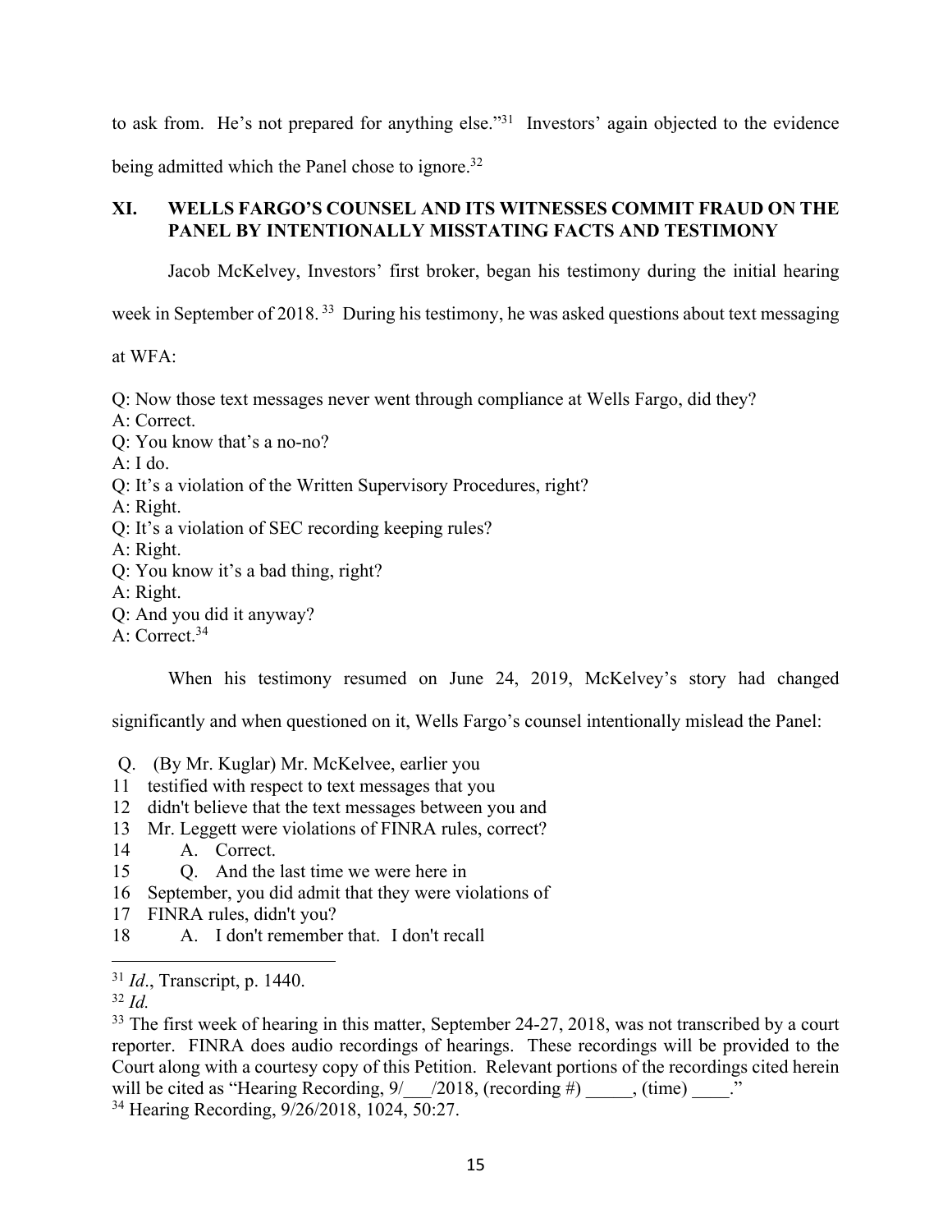to ask from. He's not prepared for anything else."[31] Investors' again objected to the evidence being admitted which the Panel chose to ignore.[32]

## XI. WELLS FARGO'S COUNSEL AND ITS WITNESSES COMMIT FRAUD ON THE PANEL BY INTENTIONALLY MISSTATING FACTS AND TESTIMONY

Jacob McKelvey, Investors' first broker, began his testimony during the initial hearing week in September of 2018.[33] During his testimony, he was asked questions about text messaging at WFA:

Q: Now those text messages never went through compliance at Wells Fargo, did they?
A: Correct.
Q: You know that's a no-no?
A: I do.
Q: It's a violation of the Written Supervisory Procedures, right?
A: Right.
Q: It's a violation of SEC recording keeping rules?
A: Right.
Q: You know it's a bad thing, right?
A: Right.
Q: And you did it anyway?
A: Correct.[34]

When his testimony resumed on June 24, 2019, McKelvey's story had changed significantly and when questioned on it, Wells Fargo's counsel intentionally mislead the Panel:

Q. (By Mr. Kuglar) Mr. McKelvee, earlier you
11 testified with respect to text messages that you
12 didn't believe that the text messages between you and
13 Mr. Leggett were violations of FINRA rules, correct?
14 A. Correct.
15 Q. And the last time we were here in
16 September, you did admit that they were violations of
17 FINRA rules, didn't you?
18 A. I don't remember that. I don't recall

---

[31] *Id*., Transcript, p. 1440.

[32] *Id.*

[33] The first week of hearing in this matter, September 24-27, 2018, was not transcribed by a court reporter. FINRA does audio recordings of hearings. These recordings will be provided to the Court along with a courtesy copy of this Petition. Relevant portions of the recordings cited herein will be cited as "Hearing Recording, 9/___/2018, (recording #) _____, (time) ____."

[34] Hearing Recording, 9/26/2018, 1024, 50:27.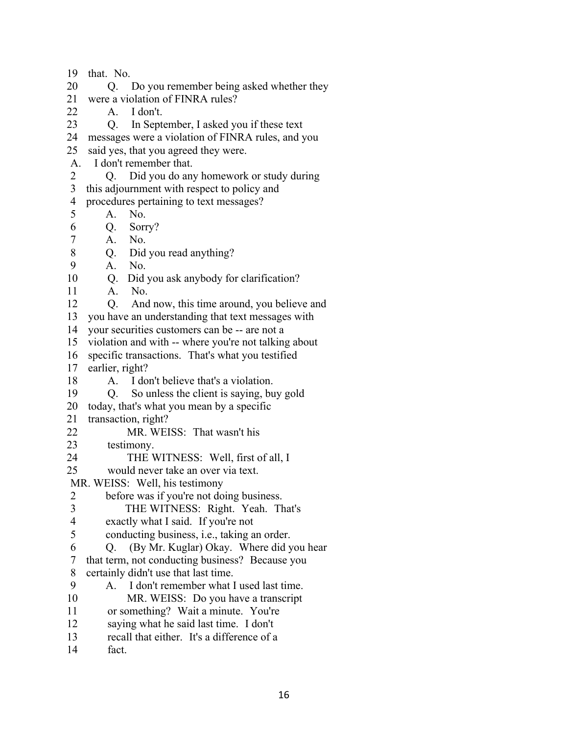19 that. No.
20 Q. Do you remember being asked whether they
21 were a violation of FINRA rules?
22 A. I don't.
23 Q. In September, I asked you if these text
24 messages were a violation of FINRA rules, and you
25 said yes, that you agreed they were.
A. I don't remember that.
2 Q. Did you do any homework or study during
3 this adjournment with respect to policy and
4 procedures pertaining to text messages?
5 A. No.
6 Q. Sorry?
7 A. No.
8 Q. Did you read anything?
9 A. No.
10 Q. Did you ask anybody for clarification?
11 A. No.
12 Q. And now, this time around, you believe and
13 you have an understanding that text messages with
14 your securities customers can be -- are not a
15 violation and with -- where you're not talking about
16 specific transactions. That's what you testified
17 earlier, right?
18 A. I don't believe that's a violation.
19 Q. So unless the client is saying, buy gold
20 today, that's what you mean by a specific
21 transaction, right?
22 MR. WEISS: That wasn't his
23 testimony.
24 THE WITNESS: Well, first of all, I
25 would never take an over via text.
MR. WEISS: Well, his testimony
2 before was if you're not doing business.
3 THE WITNESS: Right. Yeah. That's
4 exactly what I said. If you're not
5 conducting business, i.e., taking an order.
6 Q. (By Mr. Kuglar) Okay. Where did you hear
7 that term, not conducting business? Because you
8 certainly didn't use that last time.
9 A. I don't remember what I used last time.
10 MR. WEISS: Do you have a transcript
11 or something? Wait a minute. You're
12 saying what he said last time. I don't
13 recall that either. It's a difference of a
14 fact.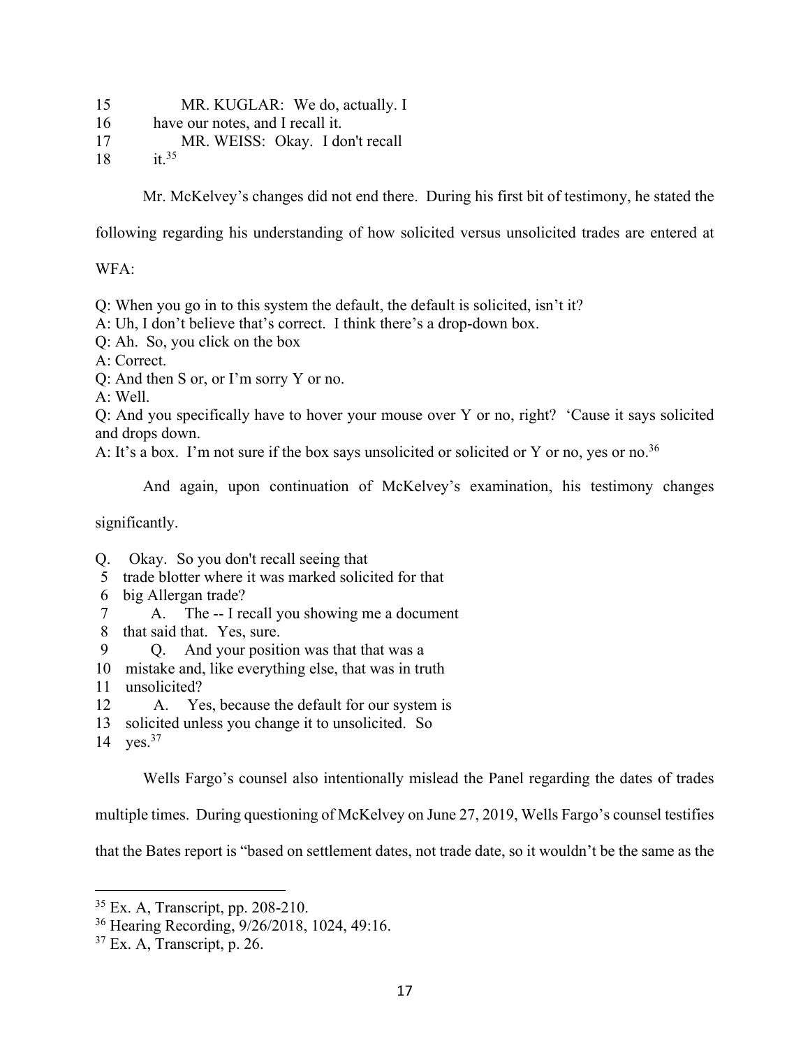15 MR. KUGLAR: We do, actually. I
16 have our notes, and I recall it.
17 MR. WEISS: Okay. I don't recall
18 it.[35]

Mr. McKelvey's changes did not end there. During his first bit of testimony, he stated the following regarding his understanding of how solicited versus unsolicited trades are entered at WFA:

Q: When you go in to this system the default, the default is solicited, isn't it?
A: Uh, I don't believe that's correct. I think there's a drop-down box.
Q: Ah. So, you click on the box
A: Correct.
Q: And then S or, or I'm sorry Y or no.
A: Well.
Q: And you specifically have to hover your mouse over Y or no, right? 'Cause it says solicited and drops down.
A: It's a box. I'm not sure if the box says unsolicited or solicited or Y or no, yes or no.[36]

And again, upon continuation of McKelvey's examination, his testimony changes significantly.

Q. Okay. So you don't recall seeing that
5 trade blotter where it was marked solicited for that
6 big Allergan trade?
7 A. The -- I recall you showing me a document
8 that said that. Yes, sure.
9 Q. And your position was that that was a
10 mistake and, like everything else, that was in truth
11 unsolicited?
12 A. Yes, because the default for our system is
13 solicited unless you change it to unsolicited. So
14 yes.[37]

Wells Fargo's counsel also intentionally mislead the Panel regarding the dates of trades multiple times. During questioning of McKelvey on June 27, 2019, Wells Fargo's counsel testifies that the Bates report is "based on settlement dates, not trade date, so it wouldn't be the same as the

---

[35] Ex. A, Transcript, pp. 208-210.

[36] Hearing Recording, 9/26/2018, 1024, 49:16.

[37] Ex. A, Transcript, p. 26.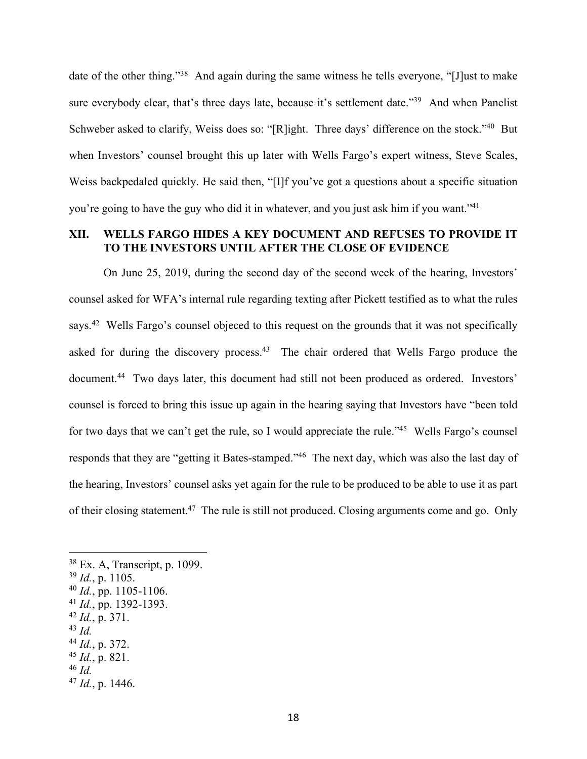date of the other thing."[38] And again during the same witness he tells everyone, "[J]ust to make sure everybody clear, that's three days late, because it's settlement date."[39] And when Panelist Schweber asked to clarify, Weiss does so: "[R]ight. Three days' difference on the stock."[40] But when Investors' counsel brought this up later with Wells Fargo's expert witness, Steve Scales, Weiss backpedaled quickly. He said then, "[I]f you've got a questions about a specific situation you're going to have the guy who did it in whatever, and you just ask him if you want."[41]

## XII. WELLS FARGO HIDES A KEY DOCUMENT AND REFUSES TO PROVIDE IT TO THE INVESTORS UNTIL AFTER THE CLOSE OF EVIDENCE

On June 25, 2019, during the second day of the second week of the hearing, Investors' counsel asked for WFA's internal rule regarding texting after Pickett testified as to what the rules says.[42] Wells Fargo's counsel objected to this request on the grounds that it was not specifically asked for during the discovery process.[43] The chair ordered that Wells Fargo produce the document.[44] Two days later, this document had still not been produced as ordered. Investors' counsel is forced to bring this issue up again in the hearing saying that Investors have "been told for two days that we can't get the rule, so I would appreciate the rule."[45] Wells Fargo's counsel responds that they are "getting it Bates-stamped."[46] The next day, which was also the last day of the hearing, Investors' counsel asks yet again for the rule to be produced to be able to use it as part of their closing statement.[47] The rule is still not produced. Closing arguments come and go. Only

---

[38] Ex. A, Transcript, p. 1099.
[39] *Id.*, p. 1105.
[40] *Id.*, pp. 1105-1106.
[41] *Id.*, pp. 1392-1393.
[42] *Id.*, p. 371.
[43] *Id.*
[44] *Id.*, p. 372.
[45] *Id.*, p. 821.
[46] *Id.*
[47] *Id.*, p. 1446.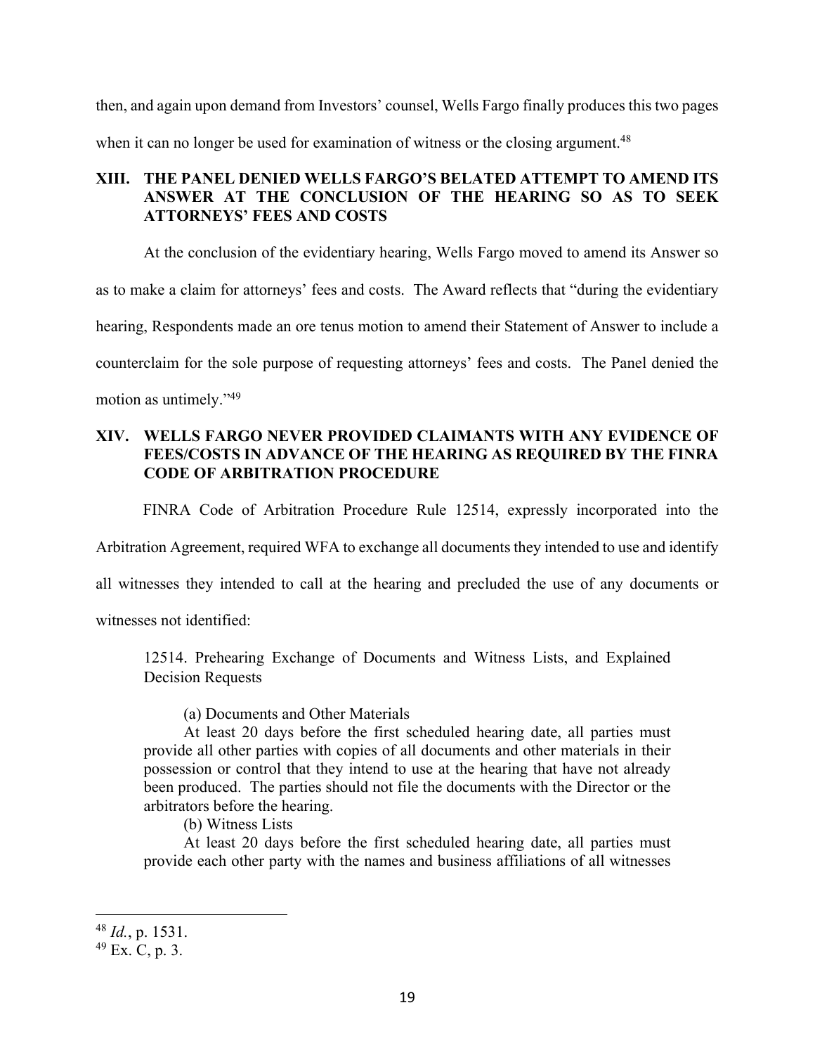then, and again upon demand from Investors' counsel, Wells Fargo finally produces this two pages when it can no longer be used for examination of witness or the closing argument.[48]

## XIII. THE PANEL DENIED WELLS FARGO'S BELATED ATTEMPT TO AMEND ITS ANSWER AT THE CONCLUSION OF THE HEARING SO AS TO SEEK ATTORNEYS' FEES AND COSTS

At the conclusion of the evidentiary hearing, Wells Fargo moved to amend its Answer so as to make a claim for attorneys' fees and costs. The Award reflects that "during the evidentiary hearing, Respondents made an ore tenus motion to amend their Statement of Answer to include a counterclaim for the sole purpose of requesting attorneys' fees and costs. The Panel denied the motion as untimely."[49]

## XIV. WELLS FARGO NEVER PROVIDED CLAIMANTS WITH ANY EVIDENCE OF FEES/COSTS IN ADVANCE OF THE HEARING AS REQUIRED BY THE FINRA CODE OF ARBITRATION PROCEDURE

FINRA Code of Arbitration Procedure Rule 12514, expressly incorporated into the Arbitration Agreement, required WFA to exchange all documents they intended to use and identify all witnesses they intended to call at the hearing and precluded the use of any documents or witnesses not identified:

> 12514. Prehearing Exchange of Documents and Witness Lists, and Explained Decision Requests
>
> (a) Documents and Other Materials
> At least 20 days before the first scheduled hearing date, all parties must provide all other parties with copies of all documents and other materials in their possession or control that they intend to use at the hearing that have not already been produced. The parties should not file the documents with the Director or the arbitrators before the hearing.
>
> (b) Witness Lists
> At least 20 days before the first scheduled hearing date, all parties must provide each other party with the names and business affiliations of all witnesses

---

[48] *Id.*, p. 1531.

[49] Ex. C, p. 3.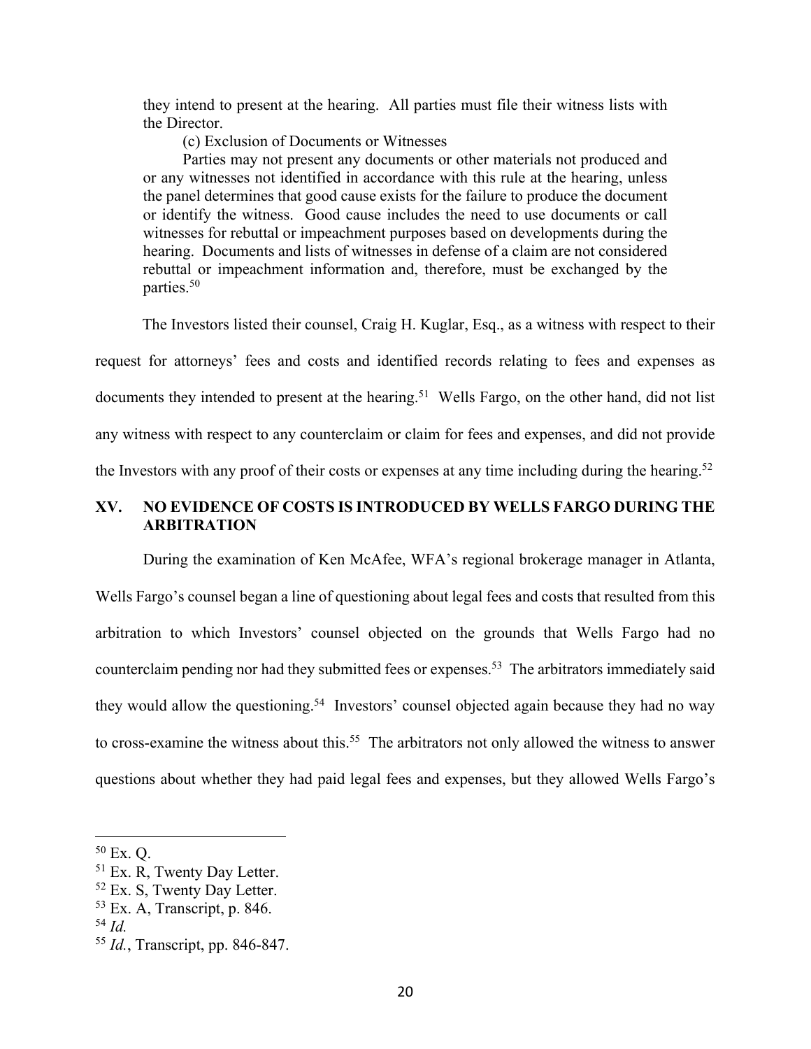> they intend to present at the hearing. All parties must file their witness lists with the Director.
>
> (c) Exclusion of Documents or Witnesses
>
> Parties may not present any documents or other materials not produced and or any witnesses not identified in accordance with this rule at the hearing, unless the panel determines that good cause exists for the failure to produce the document or identify the witness. Good cause includes the need to use documents or call witnesses for rebuttal or impeachment purposes based on developments during the hearing. Documents and lists of witnesses in defense of a claim are not considered rebuttal or impeachment information and, therefore, must be exchanged by the parties.[50]

The Investors listed their counsel, Craig H. Kuglar, Esq., as a witness with respect to their request for attorneys' fees and costs and identified records relating to fees and expenses as documents they intended to present at the hearing.[51] Wells Fargo, on the other hand, did not list any witness with respect to any counterclaim or claim for fees and expenses, and did not provide the Investors with any proof of their costs or expenses at any time including during the hearing.[52]

## XV. NO EVIDENCE OF COSTS IS INTRODUCED BY WELLS FARGO DURING THE ARBITRATION

During the examination of Ken McAfee, WFA's regional brokerage manager in Atlanta, Wells Fargo's counsel began a line of questioning about legal fees and costs that resulted from this arbitration to which Investors' counsel objected on the grounds that Wells Fargo had no counterclaim pending nor had they submitted fees or expenses.[53] The arbitrators immediately said they would allow the questioning.[54] Investors' counsel objected again because they had no way to cross-examine the witness about this.[55] The arbitrators not only allowed the witness to answer questions about whether they had paid legal fees and expenses, but they allowed Wells Fargo's

---

[50] Ex. Q.

[51] Ex. R, Twenty Day Letter.

[52] Ex. S, Twenty Day Letter.

[53] Ex. A, Transcript, p. 846.

[54] *Id.*

[55] *Id.*, Transcript, pp. 846-847.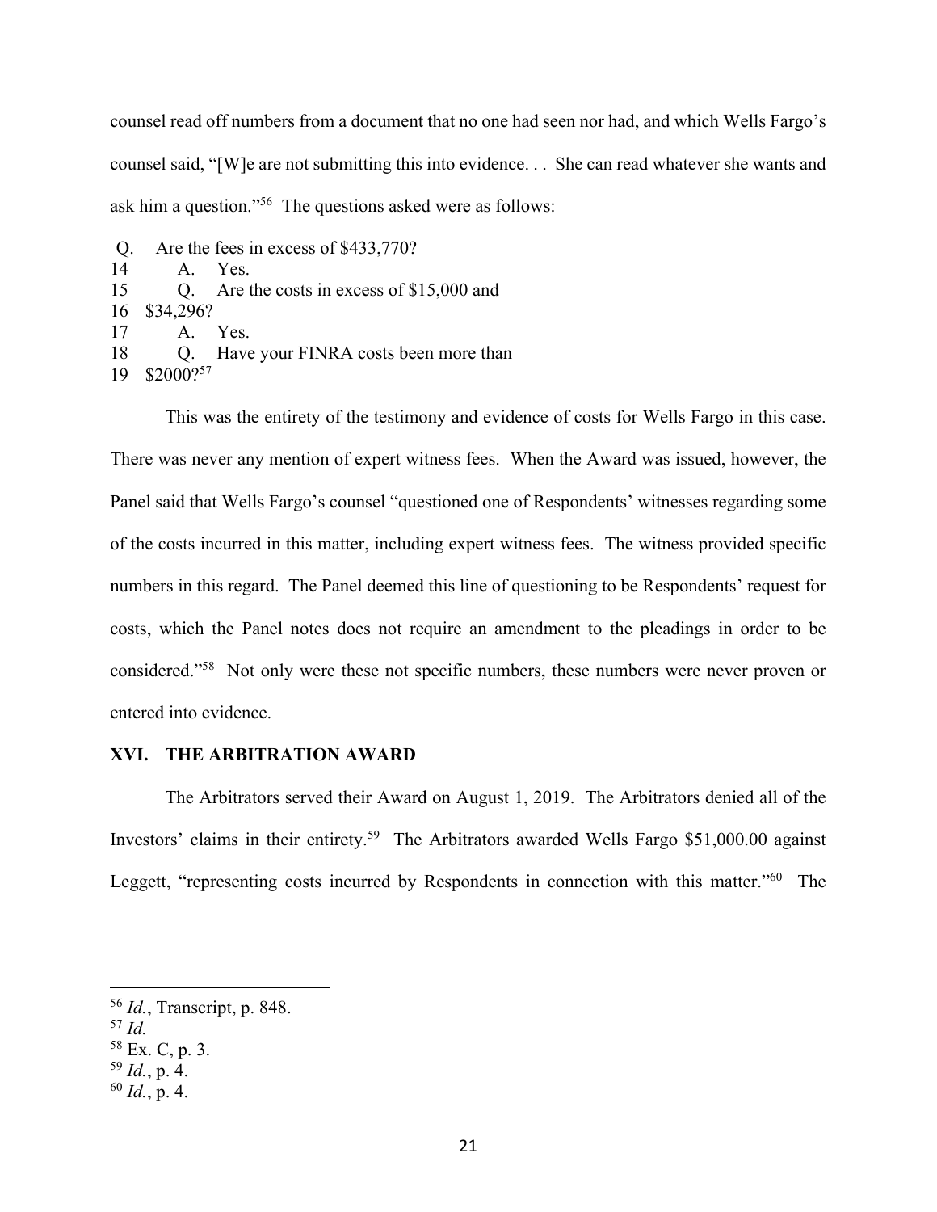counsel read off numbers from a document that no one had seen nor had, and which Wells Fargo's counsel said, "[W]e are not submitting this into evidence. . . She can read whatever she wants and ask him a question."[56] The questions asked were as follows:

```
 Q.    Are the fees in excess of $433,770?
14        A.    Yes.
15        Q.    Are the costs in excess of $15,000 and
16   $34,296?
17        A.    Yes.
18        Q.    Have your FINRA costs been more than
19   $2000?
```
[57]

This was the entirety of the testimony and evidence of costs for Wells Fargo in this case. There was never any mention of expert witness fees. When the Award was issued, however, the Panel said that Wells Fargo's counsel "questioned one of Respondents' witnesses regarding some of the costs incurred in this matter, including expert witness fees. The witness provided specific numbers in this regard. The Panel deemed this line of questioning to be Respondents' request for costs, which the Panel notes does not require an amendment to the pleadings in order to be considered."[58] Not only were these not specific numbers, these numbers were never proven or entered into evidence.

## XVI. THE ARBITRATION AWARD

The Arbitrators served their Award on August 1, 2019. The Arbitrators denied all of the Investors' claims in their entirety.[59] The Arbitrators awarded Wells Fargo $51,000.00 against Leggett, "representing costs incurred by Respondents in connection with this matter."[60] The

---

[56] *Id.*, Transcript, p. 848.

[57] *Id.*

[58] Ex. C, p. 3.

[59] *Id.*, p. 4.

[60] *Id.*, p. 4.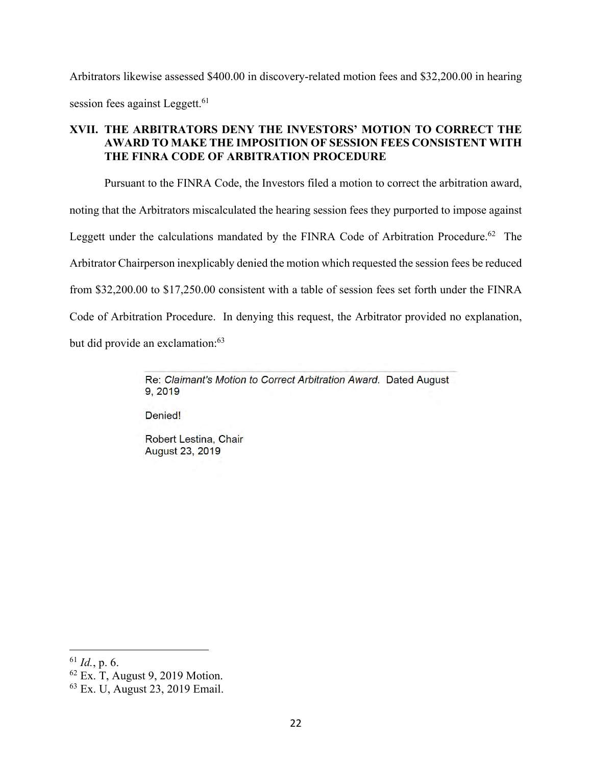Arbitrators likewise assessed $400.00 in discovery-related motion fees and $32,200.00 in hearing session fees against Leggett.[61]

## XVII. THE ARBITRATORS DENY THE INVESTORS' MOTION TO CORRECT THE AWARD TO MAKE THE IMPOSITION OF SESSION FEES CONSISTENT WITH THE FINRA CODE OF ARBITRATION PROCEDURE

Pursuant to the FINRA Code, the Investors filed a motion to correct the arbitration award, noting that the Arbitrators miscalculated the hearing session fees they purported to impose against Leggett under the calculations mandated by the FINRA Code of Arbitration Procedure.[62] The Arbitrator Chairperson inexplicably denied the motion which requested the session fees be reduced from $32,200.00 to $17,250.00 consistent with a table of session fees set forth under the FINRA Code of Arbitration Procedure. In denying this request, the Arbitrator provided no explanation, but did provide an exclamation:[63]

> Re: *Claimant's Motion to Correct Arbitration Award.* Dated August 9, 2019
>
> Denied!
>
> Robert Lestina, Chair
> August 23, 2019

---

[61] *Id.*, p. 6.
[62] Ex. T, August 9, 2019 Motion.
[63] Ex. U, August 23, 2019 Email.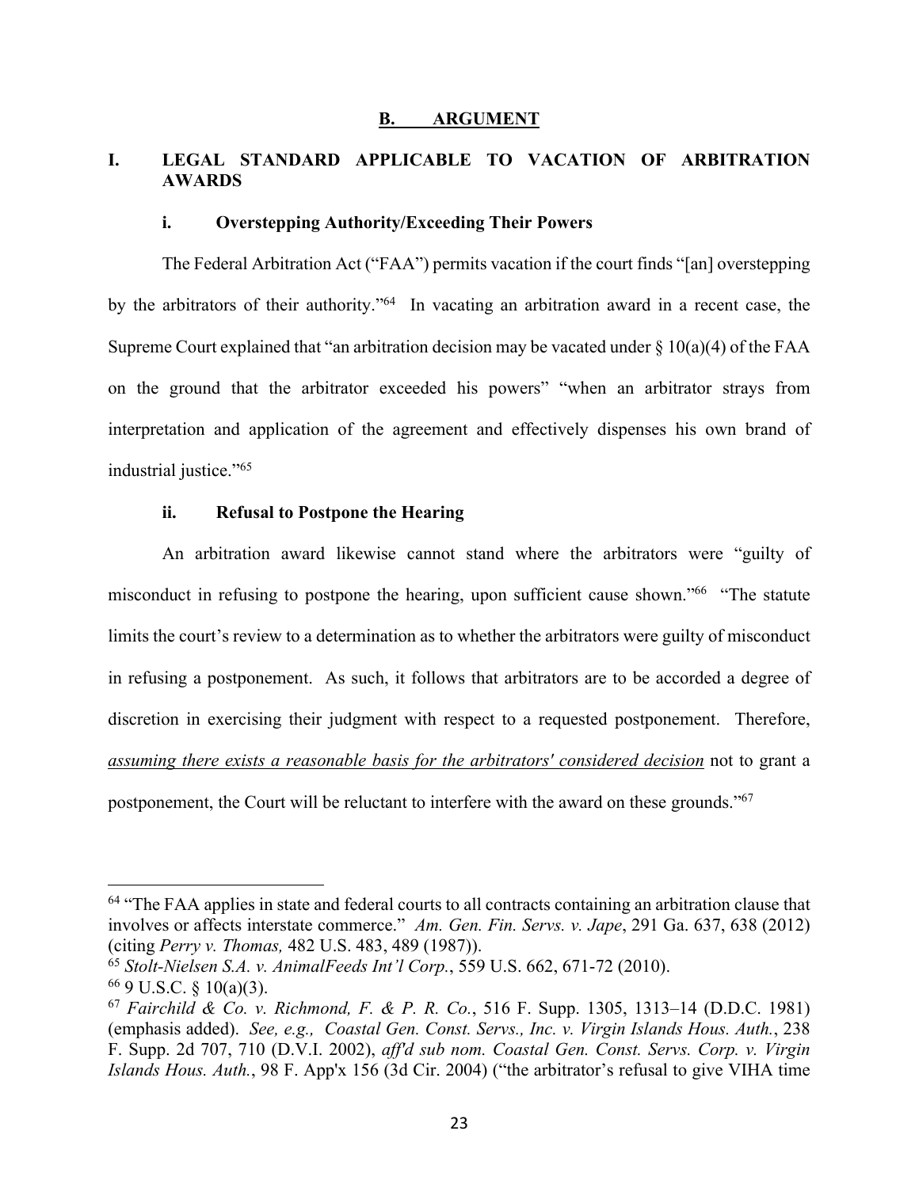## B. ARGUMENT

### I. LEGAL STANDARD APPLICABLE TO VACATION OF ARBITRATION AWARDS

#### i. Overstepping Authority/Exceeding Their Powers

The Federal Arbitration Act ("FAA") permits vacation if the court finds "[an] overstepping by the arbitrators of their authority."[64] In vacating an arbitration award in a recent case, the Supreme Court explained that "an arbitration decision may be vacated under § 10(a)(4) of the FAA on the ground that the arbitrator exceeded his powers" "when an arbitrator strays from interpretation and application of the agreement and effectively dispenses his own brand of industrial justice."[65]

#### ii. Refusal to Postpone the Hearing

An arbitration award likewise cannot stand where the arbitrators were "guilty of misconduct in refusing to postpone the hearing, upon sufficient cause shown."[66] "The statute limits the court's review to a determination as to whether the arbitrators were guilty of misconduct in refusing a postponement. As such, it follows that arbitrators are to be accorded a degree of discretion in exercising their judgment with respect to a requested postponement. Therefore, *assuming there exists a reasonable basis for the arbitrators' considered decision* not to grant a postponement, the Court will be reluctant to interfere with the award on these grounds."[67]

---

[64] "The FAA applies in state and federal courts to all contracts containing an arbitration clause that involves or affects interstate commerce." *Am. Gen. Fin. Servs. v. Jape*, 291 Ga. 637, 638 (2012) (citing *Perry v. Thomas,* 482 U.S. 483, 489 (1987)).

[65] *Stolt-Nielsen S.A. v. AnimalFeeds Int'l Corp.*, 559 U.S. 662, 671-72 (2010).

[66] 9 U.S.C. § 10(a)(3).

[67] *Fairchild & Co. v. Richmond, F. & P. R. Co.*, 516 F. Supp. 1305, 1313–14 (D.D.C. 1981) (emphasis added). *See, e.g., Coastal Gen. Const. Servs., Inc. v. Virgin Islands Hous. Auth.*, 238 F. Supp. 2d 707, 710 (D.V.I. 2002), *aff'd sub nom. Coastal Gen. Const. Servs. Corp. v. Virgin Islands Hous. Auth.*, 98 F. App'x 156 (3d Cir. 2004) ("the arbitrator's refusal to give VIHA time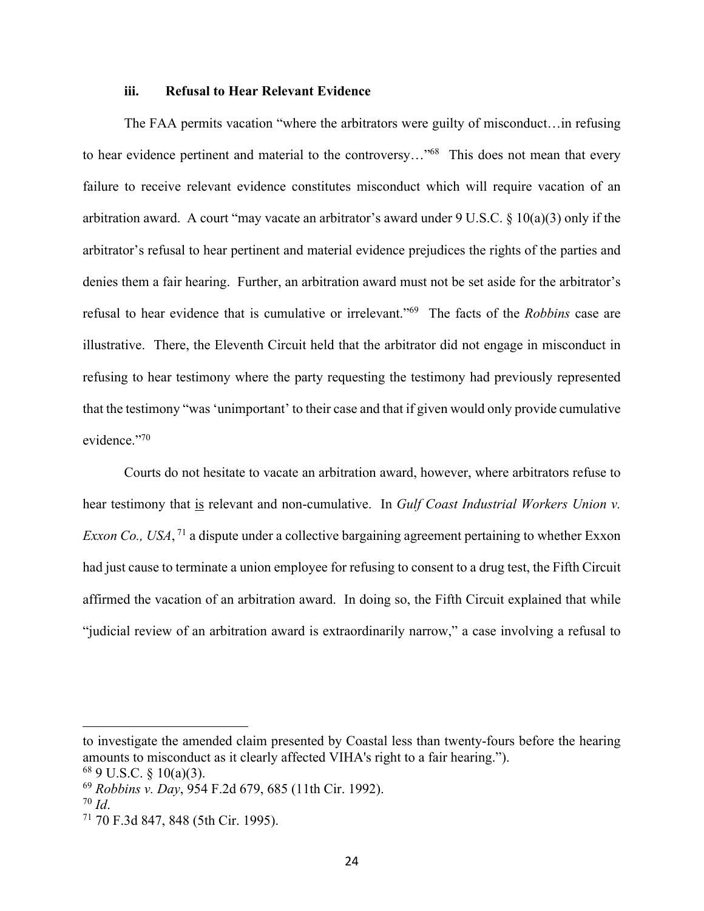### iii. Refusal to Hear Relevant Evidence

The FAA permits vacation "where the arbitrators were guilty of misconduct…in refusing to hear evidence pertinent and material to the controversy…"[68] This does not mean that every failure to receive relevant evidence constitutes misconduct which will require vacation of an arbitration award. A court "may vacate an arbitrator's award under 9 U.S.C. § 10(a)(3) only if the arbitrator's refusal to hear pertinent and material evidence prejudices the rights of the parties and denies them a fair hearing. Further, an arbitration award must not be set aside for the arbitrator's refusal to hear evidence that is cumulative or irrelevant."[69] The facts of the *Robbins* case are illustrative. There, the Eleventh Circuit held that the arbitrator did not engage in misconduct in refusing to hear testimony where the party requesting the testimony had previously represented that the testimony "was 'unimportant' to their case and that if given would only provide cumulative evidence."[70]

Courts do not hesitate to vacate an arbitration award, however, where arbitrators refuse to hear testimony that <u>is</u> relevant and non-cumulative. In *Gulf Coast Industrial Workers Union v. Exxon Co., USA*,[71] a dispute under a collective bargaining agreement pertaining to whether Exxon had just cause to terminate a union employee for refusing to consent to a drug test, the Fifth Circuit affirmed the vacation of an arbitration award. In doing so, the Fifth Circuit explained that while "judicial review of an arbitration award is extraordinarily narrow," a case involving a refusal to

---

to investigate the amended claim presented by Coastal less than twenty-fours before the hearing amounts to misconduct as it clearly affected VIHA's right to a fair hearing.").

[68] 9 U.S.C. § 10(a)(3).

[69] *Robbins v. Day*, 954 F.2d 679, 685 (11th Cir. 1992).

[70] *Id*.

[71] 70 F.3d 847, 848 (5th Cir. 1995).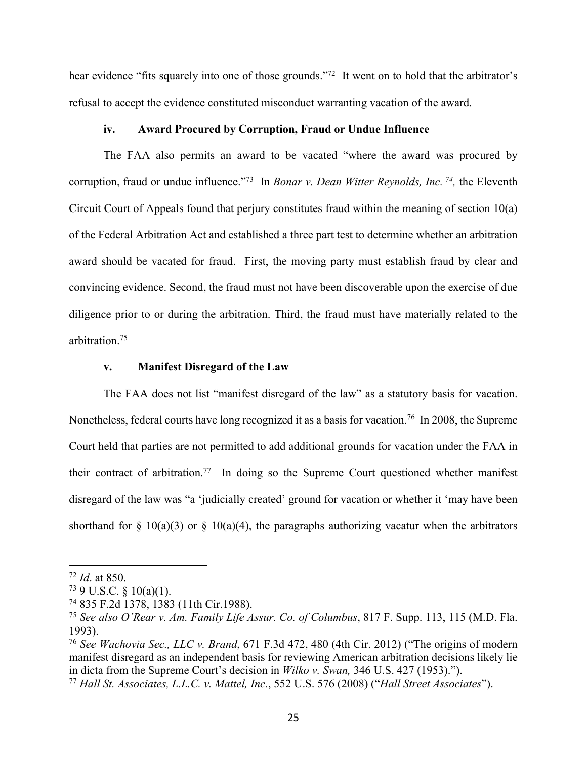hear evidence "fits squarely into one of those grounds."[72] It went on to hold that the arbitrator's refusal to accept the evidence constituted misconduct warranting vacation of the award.

#### iv. Award Procured by Corruption, Fraud or Undue Influence

The FAA also permits an award to be vacated "where the award was procured by corruption, fraud or undue influence."[73] In *Bonar v. Dean Witter Reynolds, Inc.* [74], the Eleventh Circuit Court of Appeals found that perjury constitutes fraud within the meaning of section 10(a) of the Federal Arbitration Act and established a three part test to determine whether an arbitration award should be vacated for fraud. First, the moving party must establish fraud by clear and convincing evidence. Second, the fraud must not have been discoverable upon the exercise of due diligence prior to or during the arbitration. Third, the fraud must have materially related to the arbitration.[75]

#### v. Manifest Disregard of the Law

The FAA does not list "manifest disregard of the law" as a statutory basis for vacation. Nonetheless, federal courts have long recognized it as a basis for vacation.[76] In 2008, the Supreme Court held that parties are not permitted to add additional grounds for vacation under the FAA in their contract of arbitration.[77] In doing so the Supreme Court questioned whether manifest disregard of the law was "a 'judicially created' ground for vacation or whether it 'may have been shorthand for § 10(a)(3) or § 10(a)(4), the paragraphs authorizing vacatur when the arbitrators

---

[72] *Id*. at 850.

[73] 9 U.S.C. § 10(a)(1).

[74] 835 F.2d 1378, 1383 (11th Cir.1988).

[75] *See also O'Rear v. Am. Family Life Assur. Co. of Columbus*, 817 F. Supp. 113, 115 (M.D. Fla. 1993).

[76] *See Wachovia Sec., LLC v. Brand*, 671 F.3d 472, 480 (4th Cir. 2012) ("The origins of modern manifest disregard as an independent basis for reviewing American arbitration decisions likely lie in dicta from the Supreme Court's decision in *Wilko v. Swan,* 346 U.S. 427 (1953).").

[77] *Hall St. Associates, L.L.C. v. Mattel, Inc.*, 552 U.S. 576 (2008) ("*Hall Street Associates*").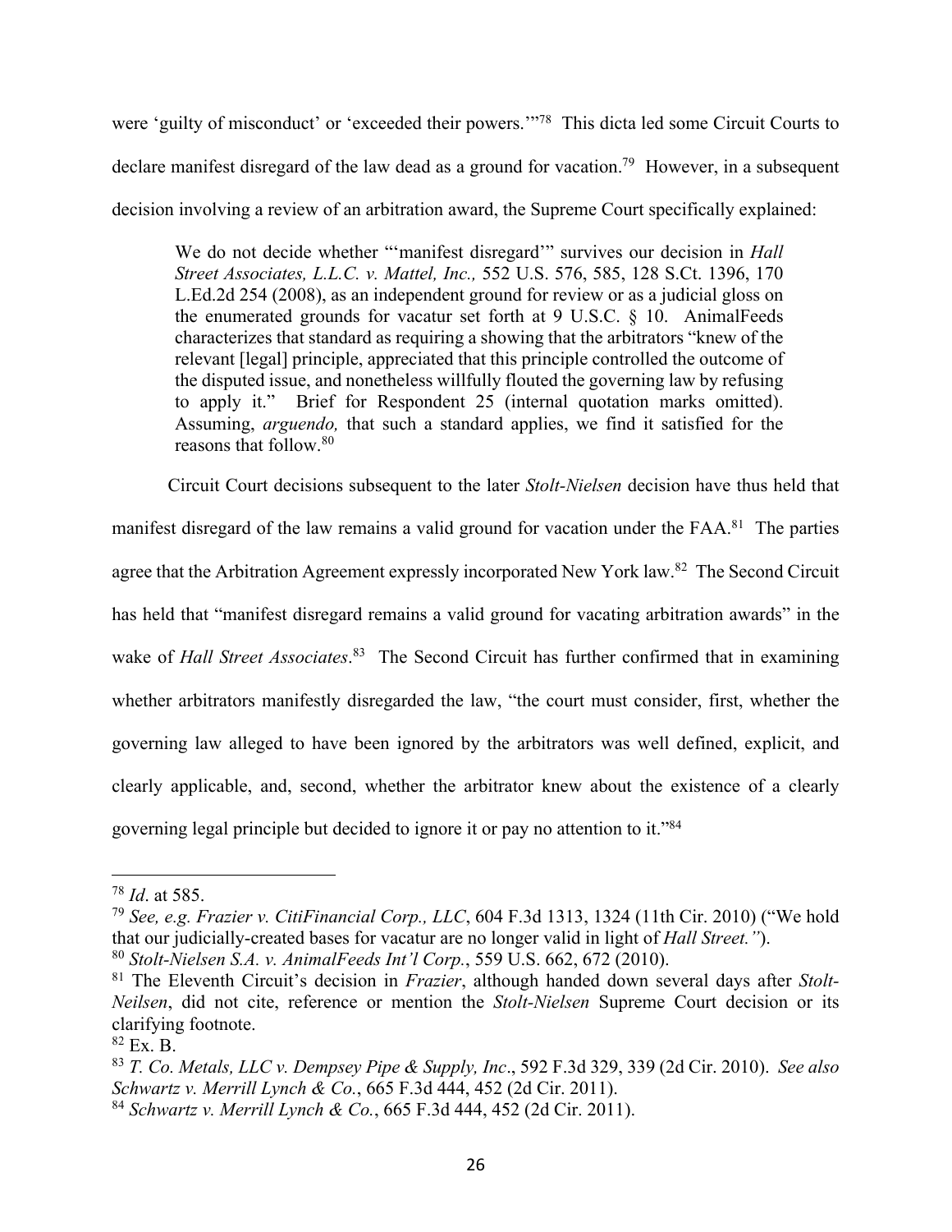were 'guilty of misconduct' or 'exceeded their powers.'"[78] This dicta led some Circuit Courts to declare manifest disregard of the law dead as a ground for vacation.[79] However, in a subsequent decision involving a review of an arbitration award, the Supreme Court specifically explained:

> We do not decide whether "'manifest disregard'" survives our decision in *Hall Street Associates, L.L.C. v. Mattel, Inc.,* 552 U.S. 576, 585, 128 S.Ct. 1396, 170 L.Ed.2d 254 (2008), as an independent ground for review or as a judicial gloss on the enumerated grounds for vacatur set forth at 9 U.S.C. § 10. AnimalFeeds characterizes that standard as requiring a showing that the arbitrators "knew of the relevant [legal] principle, appreciated that this principle controlled the outcome of the disputed issue, and nonetheless willfully flouted the governing law by refusing to apply it." Brief for Respondent 25 (internal quotation marks omitted). Assuming, *arguendo,* that such a standard applies, we find it satisfied for the reasons that follow.[80]

Circuit Court decisions subsequent to the later *Stolt-Nielsen* decision have thus held that manifest disregard of the law remains a valid ground for vacation under the FAA.[81] The parties agree that the Arbitration Agreement expressly incorporated New York law.[82] The Second Circuit has held that "manifest disregard remains a valid ground for vacating arbitration awards" in the wake of *Hall Street Associates*.[83] The Second Circuit has further confirmed that in examining whether arbitrators manifestly disregarded the law, "the court must consider, first, whether the governing law alleged to have been ignored by the arbitrators was well defined, explicit, and clearly applicable, and, second, whether the arbitrator knew about the existence of a clearly governing legal principle but decided to ignore it or pay no attention to it."[84]

---

[78] *Id*. at 585.

[79] *See, e.g. Frazier v. CitiFinancial Corp., LLC*, 604 F.3d 1313, 1324 (11th Cir. 2010) ("We hold that our judicially-created bases for vacatur are no longer valid in light of *Hall Street."*).

[80] *Stolt-Nielsen S.A. v. AnimalFeeds Int'l Corp.*, 559 U.S. 662, 672 (2010).

[81] The Eleventh Circuit's decision in *Frazier*, although handed down several days after *Stolt-Neilsen*, did not cite, reference or mention the *Stolt-Nielsen* Supreme Court decision or its clarifying footnote.

[82] Ex. B.

[83] *T. Co. Metals, LLC v. Dempsey Pipe & Supply, Inc*., 592 F.3d 329, 339 (2d Cir. 2010). *See also Schwartz v. Merrill Lynch & Co.*, 665 F.3d 444, 452 (2d Cir. 2011).

[84] *Schwartz v. Merrill Lynch & Co.*, 665 F.3d 444, 452 (2d Cir. 2011).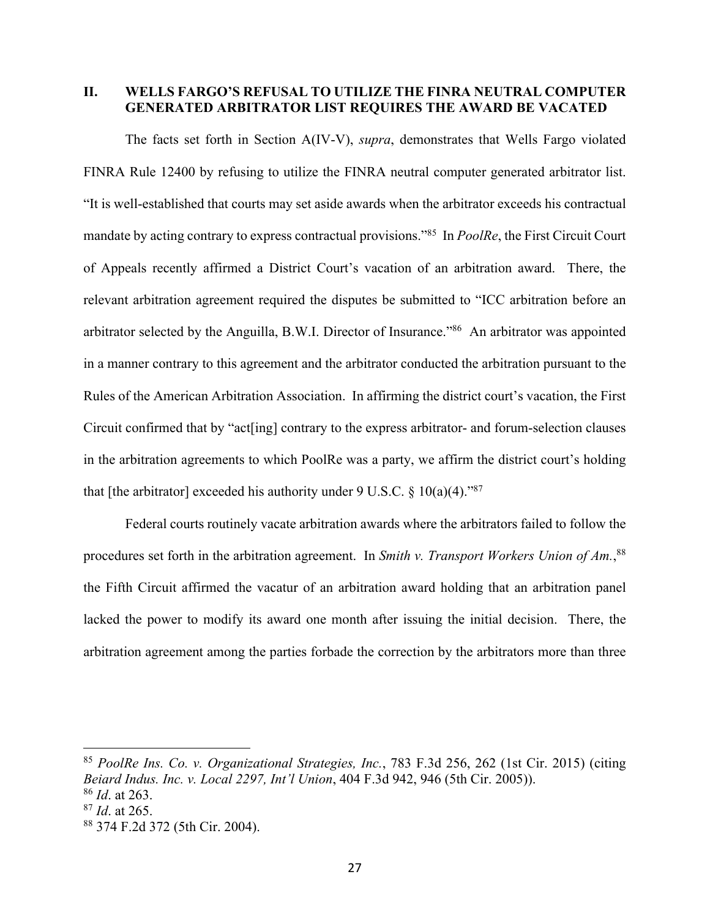## II. WELLS FARGO'S REFUSAL TO UTILIZE THE FINRA NEUTRAL COMPUTER GENERATED ARBITRATOR LIST REQUIRES THE AWARD BE VACATED

The facts set forth in Section A(IV-V), *supra*, demonstrates that Wells Fargo violated FINRA Rule 12400 by refusing to utilize the FINRA neutral computer generated arbitrator list. "It is well-established that courts may set aside awards when the arbitrator exceeds his contractual mandate by acting contrary to express contractual provisions."[85] In *PoolRe*, the First Circuit Court of Appeals recently affirmed a District Court's vacation of an arbitration award. There, the relevant arbitration agreement required the disputes be submitted to "ICC arbitration before an arbitrator selected by the Anguilla, B.W.I. Director of Insurance."[86] An arbitrator was appointed in a manner contrary to this agreement and the arbitrator conducted the arbitration pursuant to the Rules of the American Arbitration Association. In affirming the district court's vacation, the First Circuit confirmed that by "act[ing] contrary to the express arbitrator- and forum-selection clauses in the arbitration agreements to which PoolRe was a party, we affirm the district court's holding that [the arbitrator] exceeded his authority under 9 U.S.C. § 10(a)(4)."[87]

Federal courts routinely vacate arbitration awards where the arbitrators failed to follow the procedures set forth in the arbitration agreement. In *Smith v. Transport Workers Union of Am.*,[88] the Fifth Circuit affirmed the vacatur of an arbitration award holding that an arbitration panel lacked the power to modify its award one month after issuing the initial decision. There, the arbitration agreement among the parties forbade the correction by the arbitrators more than three

---

[85] *PoolRe Ins. Co. v. Organizational Strategies, Inc.*, 783 F.3d 256, 262 (1st Cir. 2015) (citing *Beiard Indus. Inc. v. Local 2297, Int'l Union*, 404 F.3d 942, 946 (5th Cir. 2005)).

[86] *Id*. at 263.

[87] *Id*. at 265.

[88] 374 F.2d 372 (5th Cir. 2004).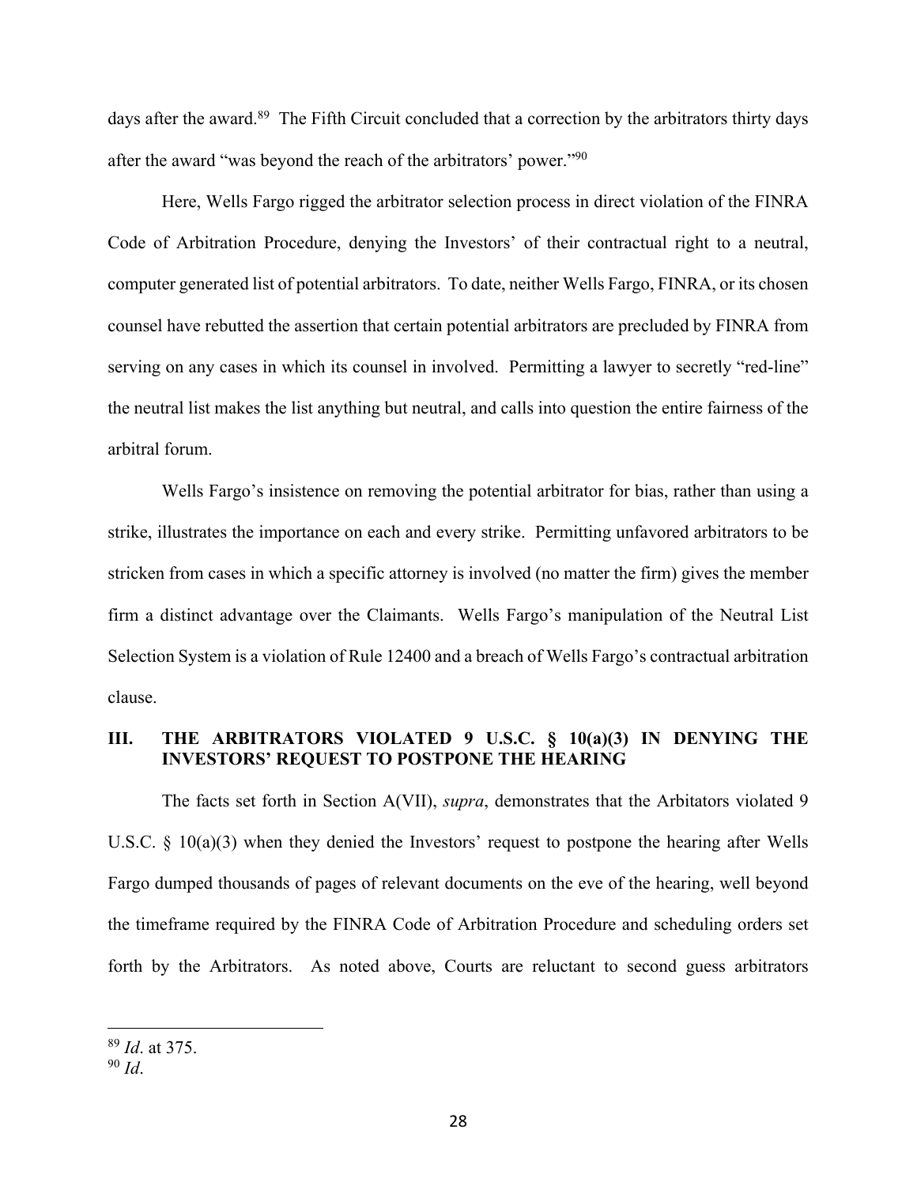days after the award.[89] The Fifth Circuit concluded that a correction by the arbitrators thirty days after the award "was beyond the reach of the arbitrators' power."[90]

Here, Wells Fargo rigged the arbitrator selection process in direct violation of the FINRA Code of Arbitration Procedure, denying the Investors' of their contractual right to a neutral, computer generated list of potential arbitrators. To date, neither Wells Fargo, FINRA, or its chosen counsel have rebutted the assertion that certain potential arbitrators are precluded by FINRA from serving on any cases in which its counsel in involved. Permitting a lawyer to secretly "red-line" the neutral list makes the list anything but neutral, and calls into question the entire fairness of the arbitral forum.

Wells Fargo's insistence on removing the potential arbitrator for bias, rather than using a strike, illustrates the importance on each and every strike. Permitting unfavored arbitrators to be stricken from cases in which a specific attorney is involved (no matter the firm) gives the member firm a distinct advantage over the Claimants. Wells Fargo's manipulation of the Neutral List Selection System is a violation of Rule 12400 and a breach of Wells Fargo's contractual arbitration clause.

## III. THE ARBITRATORS VIOLATED 9 U.S.C. § 10(a)(3) IN DENYING THE INVESTORS' REQUEST TO POSTPONE THE HEARING

The facts set forth in Section A(VII), *supra*, demonstrates that the Arbitators violated 9 U.S.C. § 10(a)(3) when they denied the Investors' request to postpone the hearing after Wells Fargo dumped thousands of pages of relevant documents on the eve of the hearing, well beyond the timeframe required by the FINRA Code of Arbitration Procedure and scheduling orders set forth by the Arbitrators. As noted above, Courts are reluctant to second guess arbitrators

[89] *Id*. at 375.

[90] *Id*.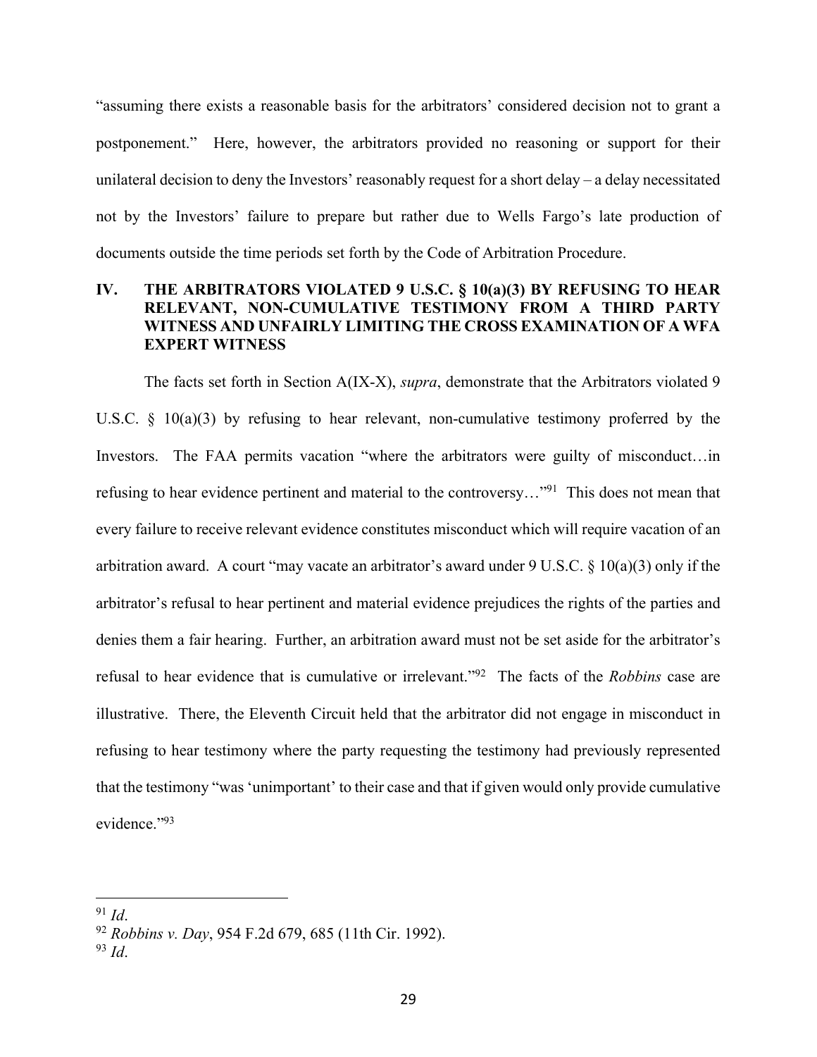"assuming there exists a reasonable basis for the arbitrators' considered decision not to grant a postponement." Here, however, the arbitrators provided no reasoning or support for their unilateral decision to deny the Investors' reasonably request for a short delay – a delay necessitated not by the Investors' failure to prepare but rather due to Wells Fargo's late production of documents outside the time periods set forth by the Code of Arbitration Procedure.

## IV. THE ARBITRATORS VIOLATED 9 U.S.C. § 10(a)(3) BY REFUSING TO HEAR RELEVANT, NON-CUMULATIVE TESTIMONY FROM A THIRD PARTY WITNESS AND UNFAIRLY LIMITING THE CROSS EXAMINATION OF A WFA EXPERT WITNESS

The facts set forth in Section A(IX-X), *supra*, demonstrate that the Arbitrators violated 9 U.S.C. § 10(a)(3) by refusing to hear relevant, non-cumulative testimony proferred by the Investors. The FAA permits vacation "where the arbitrators were guilty of misconduct…in refusing to hear evidence pertinent and material to the controversy…"[91] This does not mean that every failure to receive relevant evidence constitutes misconduct which will require vacation of an arbitration award. A court "may vacate an arbitrator's award under 9 U.S.C. § 10(a)(3) only if the arbitrator's refusal to hear pertinent and material evidence prejudices the rights of the parties and denies them a fair hearing. Further, an arbitration award must not be set aside for the arbitrator's refusal to hear evidence that is cumulative or irrelevant."[92] The facts of the *Robbins* case are illustrative. There, the Eleventh Circuit held that the arbitrator did not engage in misconduct in refusing to hear testimony where the party requesting the testimony had previously represented that the testimony "was 'unimportant' to their case and that if given would only provide cumulative evidence."[93]

---

[91] *Id*.

[92] *Robbins v. Day*, 954 F.2d 679, 685 (11th Cir. 1992).

[93] *Id*.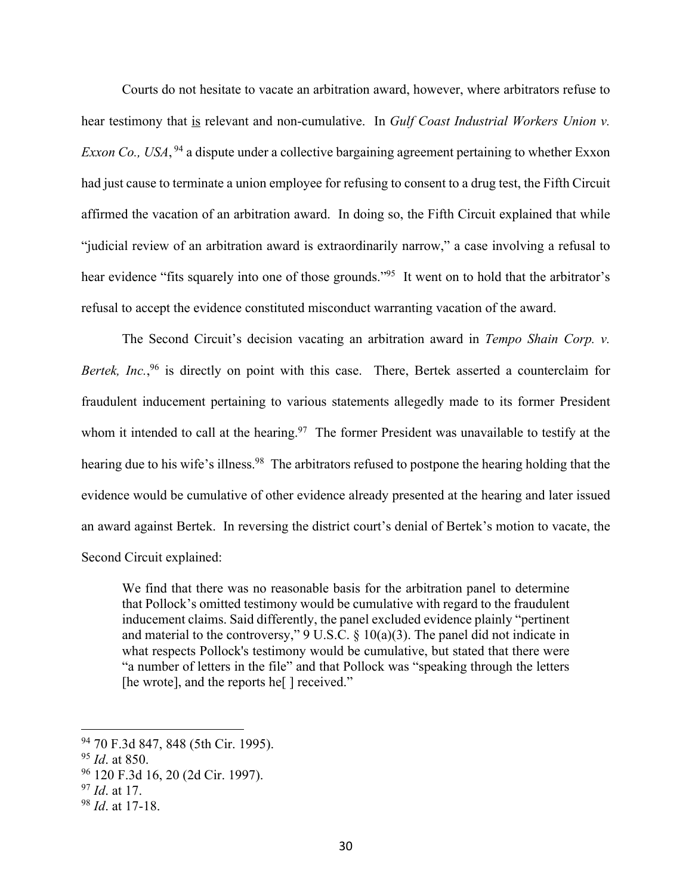Courts do not hesitate to vacate an arbitration award, however, where arbitrators refuse to hear testimony that is relevant and non-cumulative. In *Gulf Coast Industrial Workers Union v. Exxon Co., USA*,[94] a dispute under a collective bargaining agreement pertaining to whether Exxon had just cause to terminate a union employee for refusing to consent to a drug test, the Fifth Circuit affirmed the vacation of an arbitration award. In doing so, the Fifth Circuit explained that while "judicial review of an arbitration award is extraordinarily narrow," a case involving a refusal to hear evidence "fits squarely into one of those grounds."[95] It went on to hold that the arbitrator's refusal to accept the evidence constituted misconduct warranting vacation of the award.

The Second Circuit's decision vacating an arbitration award in *Tempo Shain Corp. v. Bertek, Inc.*,[96] is directly on point with this case. There, Bertek asserted a counterclaim for fraudulent inducement pertaining to various statements allegedly made to its former President whom it intended to call at the hearing.[97] The former President was unavailable to testify at the hearing due to his wife's illness.[98] The arbitrators refused to postpone the hearing holding that the evidence would be cumulative of other evidence already presented at the hearing and later issued an award against Bertek. In reversing the district court's denial of Bertek's motion to vacate, the Second Circuit explained:

> We find that there was no reasonable basis for the arbitration panel to determine that Pollock's omitted testimony would be cumulative with regard to the fraudulent inducement claims. Said differently, the panel excluded evidence plainly "pertinent and material to the controversy," 9 U.S.C. § 10(a)(3). The panel did not indicate in what respects Pollock's testimony would be cumulative, but stated that there were "a number of letters in the file" and that Pollock was "speaking through the letters [he wrote], and the reports he[ ] received."

---

[94] 70 F.3d 847, 848 (5th Cir. 1995).

[95] *Id*. at 850.

[96] 120 F.3d 16, 20 (2d Cir. 1997).

[97] *Id*. at 17.

[98] *Id*. at 17-18.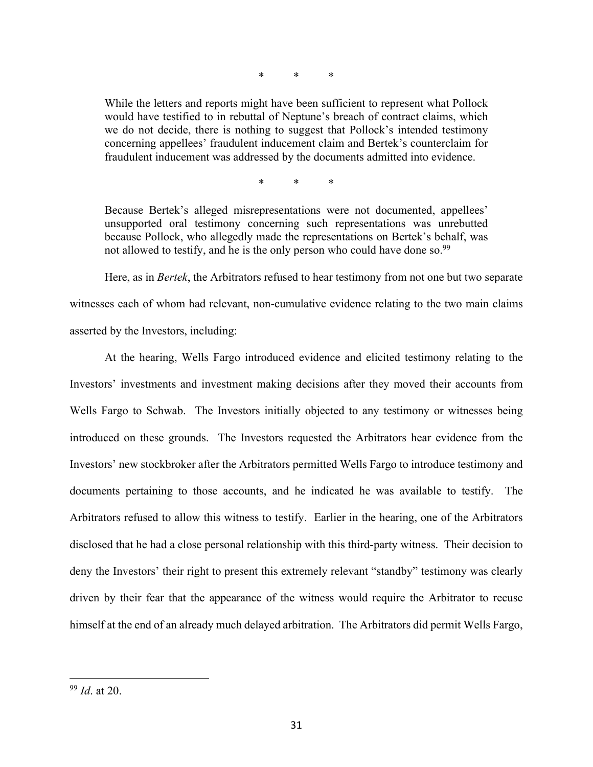\*   \*   \*

> While the letters and reports might have been sufficient to represent what Pollock would have testified to in rebuttal of Neptune's breach of contract claims, which we do not decide, there is nothing to suggest that Pollock's intended testimony concerning appellees' fraudulent inducement claim and Bertek's counterclaim for fraudulent inducement was addressed by the documents admitted into evidence.
>
> \*   \*   \*
>
> Because Bertek's alleged misrepresentations were not documented, appellees' unsupported oral testimony concerning such representations was unrebutted because Pollock, who allegedly made the representations on Bertek's behalf, was not allowed to testify, and he is the only person who could have done so.[99]

Here, as in *Bertek*, the Arbitrators refused to hear testimony from not one but two separate witnesses each of whom had relevant, non-cumulative evidence relating to the two main claims asserted by the Investors, including:

At the hearing, Wells Fargo introduced evidence and elicited testimony relating to the Investors' investments and investment making decisions after they moved their accounts from Wells Fargo to Schwab. The Investors initially objected to any testimony or witnesses being introduced on these grounds. The Investors requested the Arbitrators hear evidence from the Investors' new stockbroker after the Arbitrators permitted Wells Fargo to introduce testimony and documents pertaining to those accounts, and he indicated he was available to testify. The Arbitrators refused to allow this witness to testify. Earlier in the hearing, one of the Arbitrators disclosed that he had a close personal relationship with this third-party witness. Their decision to deny the Investors' their right to present this extremely relevant "standby" testimony was clearly driven by their fear that the appearance of the witness would require the Arbitrator to recuse himself at the end of an already much delayed arbitration. The Arbitrators did permit Wells Fargo,

---

[99] *Id*. at 20.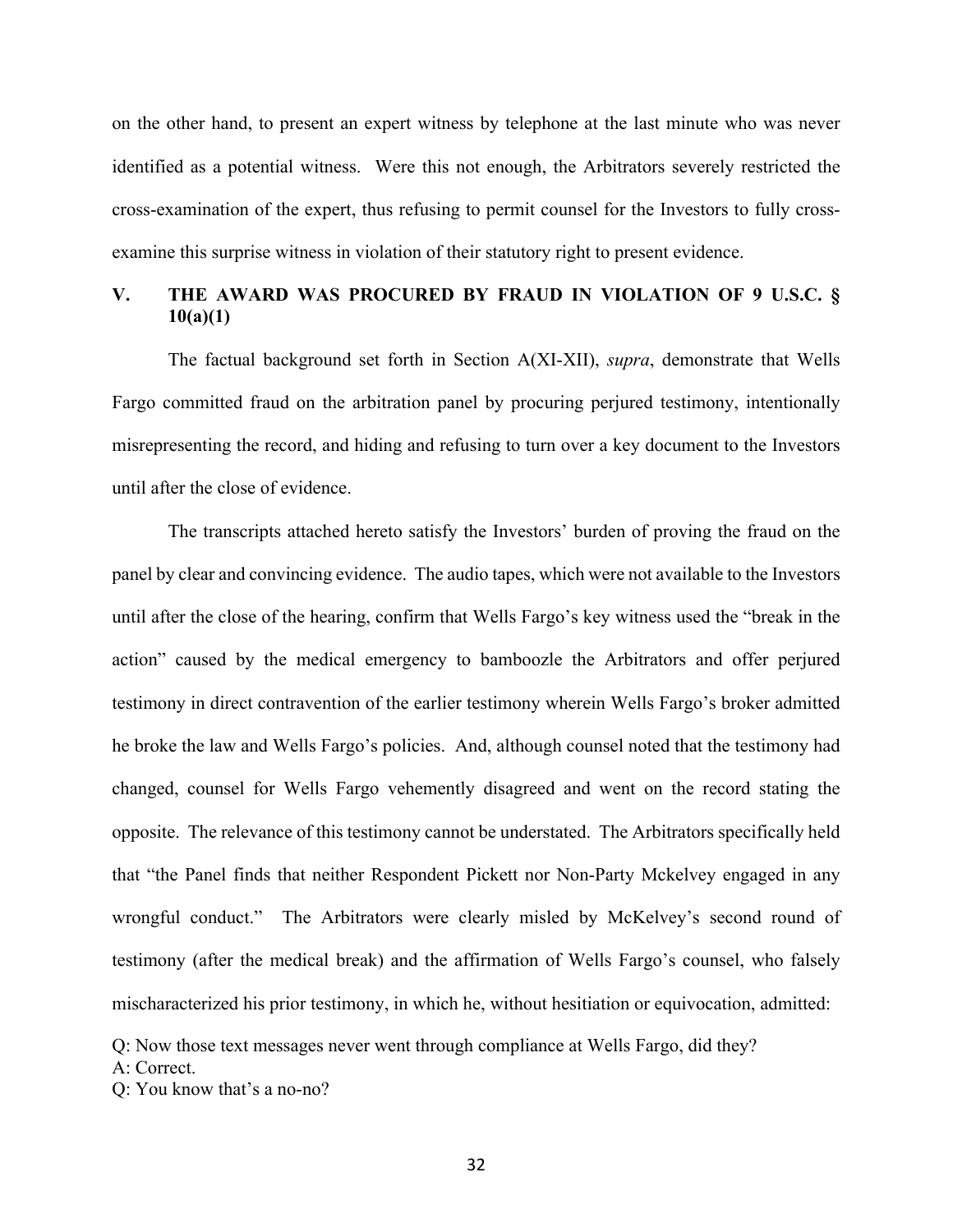on the other hand, to present an expert witness by telephone at the last minute who was never identified as a potential witness. Were this not enough, the Arbitrators severely restricted the cross-examination of the expert, thus refusing to permit counsel for the Investors to fully cross-examine this surprise witness in violation of their statutory right to present evidence.

## V. THE AWARD WAS PROCURED BY FRAUD IN VIOLATION OF 9 U.S.C. § 10(a)(1)

The factual background set forth in Section A(XI-XII), *supra*, demonstrate that Wells Fargo committed fraud on the arbitration panel by procuring perjured testimony, intentionally misrepresenting the record, and hiding and refusing to turn over a key document to the Investors until after the close of evidence.

The transcripts attached hereto satisfy the Investors' burden of proving the fraud on the panel by clear and convincing evidence. The audio tapes, which were not available to the Investors until after the close of the hearing, confirm that Wells Fargo's key witness used the "break in the action" caused by the medical emergency to bamboozle the Arbitrators and offer perjured testimony in direct contravention of the earlier testimony wherein Wells Fargo's broker admitted he broke the law and Wells Fargo's policies. And, although counsel noted that the testimony had changed, counsel for Wells Fargo vehemently disagreed and went on the record stating the opposite. The relevance of this testimony cannot be understated. The Arbitrators specifically held that "the Panel finds that neither Respondent Pickett nor Non-Party Mckelvey engaged in any wrongful conduct." The Arbitrators were clearly misled by McKelvey's second round of testimony (after the medical break) and the affirmation of Wells Fargo's counsel, who falsely mischaracterized his prior testimony, in which he, without hesitiation or equivocation, admitted:

Q: Now those text messages never went through compliance at Wells Fargo, did they?
A: Correct.
Q: You know that's a no-no?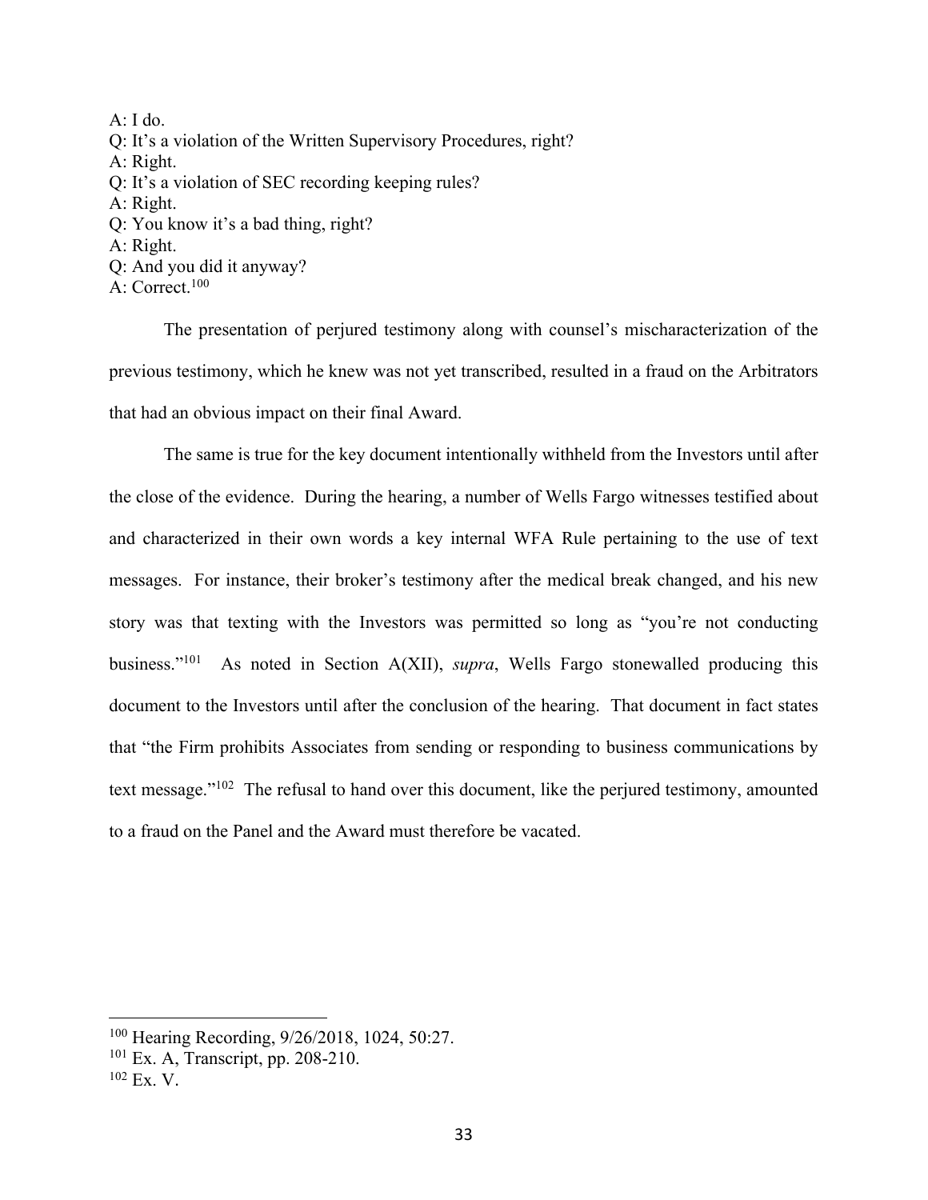A: I do.
Q: It's a violation of the Written Supervisory Procedures, right?
A: Right.
Q: It's a violation of SEC recording keeping rules?
A: Right.
Q: You know it's a bad thing, right?
A: Right.
Q: And you did it anyway?
A: Correct.[100]

The presentation of perjured testimony along with counsel's mischaracterization of the previous testimony, which he knew was not yet transcribed, resulted in a fraud on the Arbitrators that had an obvious impact on their final Award.

The same is true for the key document intentionally withheld from the Investors until after the close of the evidence. During the hearing, a number of Wells Fargo witnesses testified about and characterized in their own words a key internal WFA Rule pertaining to the use of text messages. For instance, their broker's testimony after the medical break changed, and his new story was that texting with the Investors was permitted so long as "you're not conducting business."[101] As noted in Section A(XII), *supra*, Wells Fargo stonewalled producing this document to the Investors until after the conclusion of the hearing. That document in fact states that "the Firm prohibits Associates from sending or responding to business communications by text message."[102] The refusal to hand over this document, like the perjured testimony, amounted to a fraud on the Panel and the Award must therefore be vacated.

---

[100] Hearing Recording, 9/26/2018, 1024, 50:27.
[101] Ex. A, Transcript, pp. 208-210.
[102] Ex. V.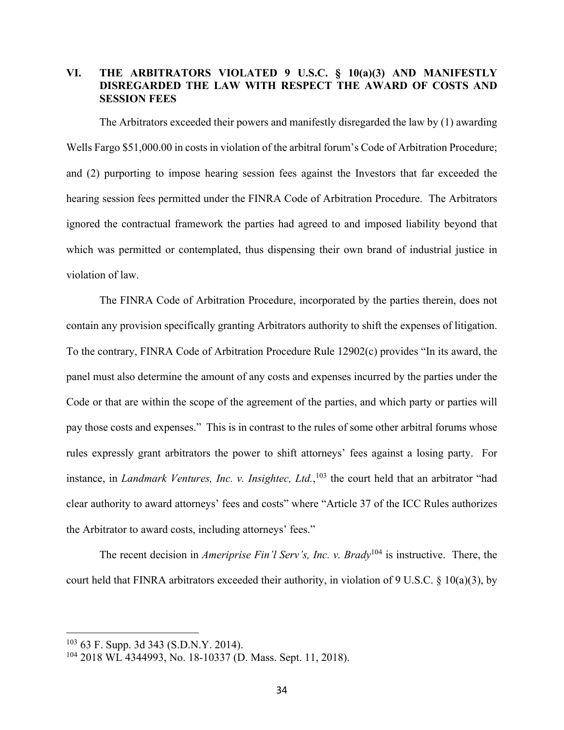## VI. THE ARBITRATORS VIOLATED 9 U.S.C. § 10(a)(3) AND MANIFESTLY DISREGARDED THE LAW WITH RESPECT THE AWARD OF COSTS AND SESSION FEES

The Arbitrators exceeded their powers and manifestly disregarded the law by (1) awarding Wells Fargo $51,000.00 in costs in violation of the arbitral forum's Code of Arbitration Procedure; and (2) purporting to impose hearing session fees against the Investors that far exceeded the hearing session fees permitted under the FINRA Code of Arbitration Procedure. The Arbitrators ignored the contractual framework the parties had agreed to and imposed liability beyond that which was permitted or contemplated, thus dispensing their own brand of industrial justice in violation of law.

The FINRA Code of Arbitration Procedure, incorporated by the parties therein, does not contain any provision specifically granting Arbitrators authority to shift the expenses of litigation. To the contrary, FINRA Code of Arbitration Procedure Rule 12902(c) provides "In its award, the panel must also determine the amount of any costs and expenses incurred by the parties under the Code or that are within the scope of the agreement of the parties, and which party or parties will pay those costs and expenses." This is in contrast to the rules of some other arbitral forums whose rules expressly grant arbitrators the power to shift attorneys' fees against a losing party. For instance, in *Landmark Ventures, Inc. v. Insightec, Ltd.*,[103] the court held that an arbitrator "had clear authority to award attorneys' fees and costs" where "Article 37 of the ICC Rules authorizes the Arbitrator to award costs, including attorneys' fees."

The recent decision in *Ameriprise Fin'l Serv's, Inc. v. Brady*[104] is instructive. There, the court held that FINRA arbitrators exceeded their authority, in violation of 9 U.S.C. § 10(a)(3), by

---

[103] 63 F. Supp. 3d 343 (S.D.N.Y. 2014).

[104] 2018 WL 4344993, No. 18-10337 (D. Mass. Sept. 11, 2018).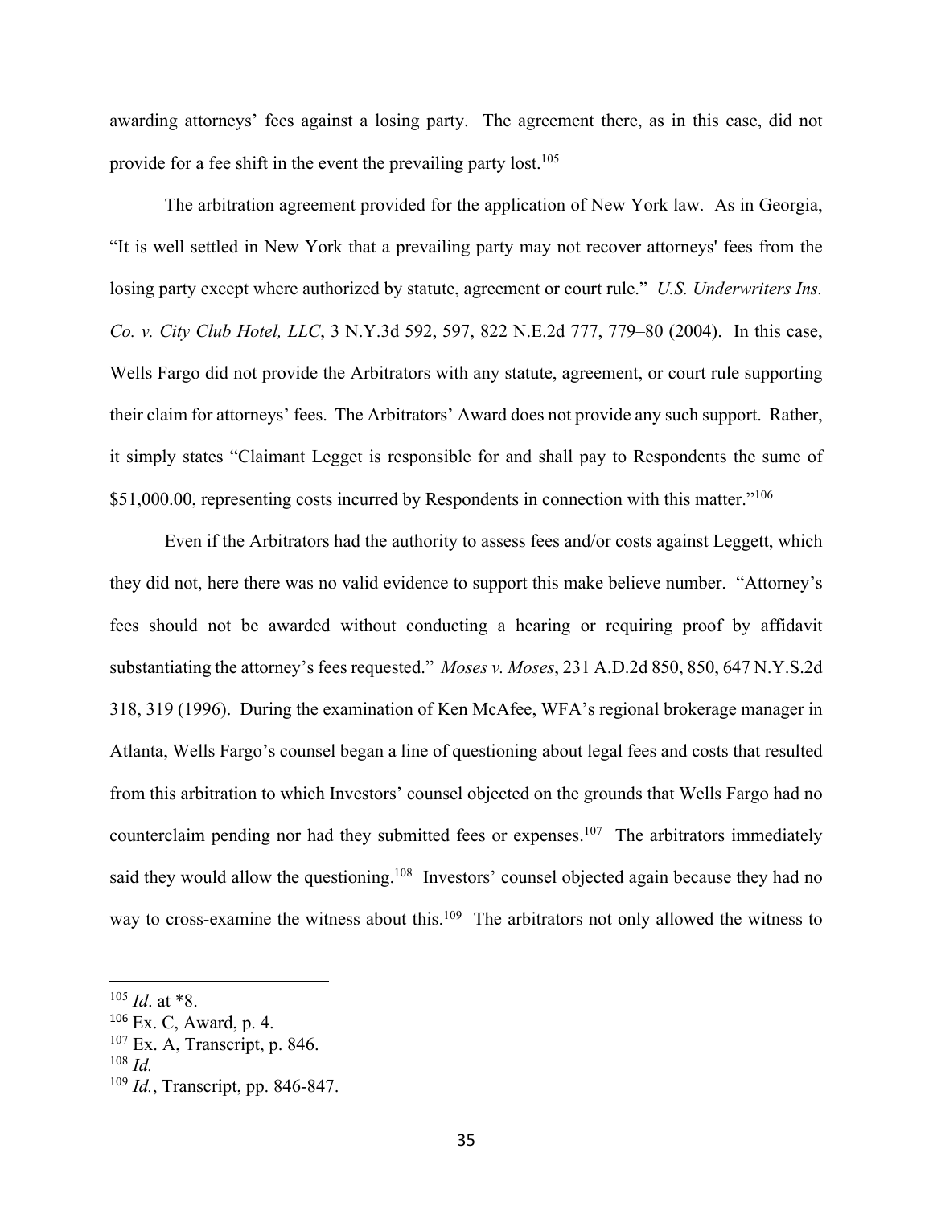awarding attorneys' fees against a losing party. The agreement there, as in this case, did not provide for a fee shift in the event the prevailing party lost.[105]

The arbitration agreement provided for the application of New York law. As in Georgia, "It is well settled in New York that a prevailing party may not recover attorneys' fees from the losing party except where authorized by statute, agreement or court rule." *U.S. Underwriters Ins. Co. v. City Club Hotel, LLC*, 3 N.Y.3d 592, 597, 822 N.E.2d 777, 779–80 (2004). In this case, Wells Fargo did not provide the Arbitrators with any statute, agreement, or court rule supporting their claim for attorneys' fees. The Arbitrators' Award does not provide any such support. Rather, it simply states "Claimant Legget is responsible for and shall pay to Respondents the sume of $51,000.00, representing costs incurred by Respondents in connection with this matter."[106]

Even if the Arbitrators had the authority to assess fees and/or costs against Leggett, which they did not, here there was no valid evidence to support this make believe number. "Attorney's fees should not be awarded without conducting a hearing or requiring proof by affidavit substantiating the attorney's fees requested." *Moses v. Moses*, 231 A.D.2d 850, 850, 647 N.Y.S.2d 318, 319 (1996). During the examination of Ken McAfee, WFA's regional brokerage manager in Atlanta, Wells Fargo's counsel began a line of questioning about legal fees and costs that resulted from this arbitration to which Investors' counsel objected on the grounds that Wells Fargo had no counterclaim pending nor had they submitted fees or expenses.[107] The arbitrators immediately said they would allow the questioning.[108] Investors' counsel objected again because they had no way to cross-examine the witness about this.[109] The arbitrators not only allowed the witness to

---

[105] *Id*. at *8.

[106] Ex. C, Award, p. 4.

[107] Ex. A, Transcript, p. 846.

[108] *Id.*

[109] *Id.*, Transcript, pp. 846-847.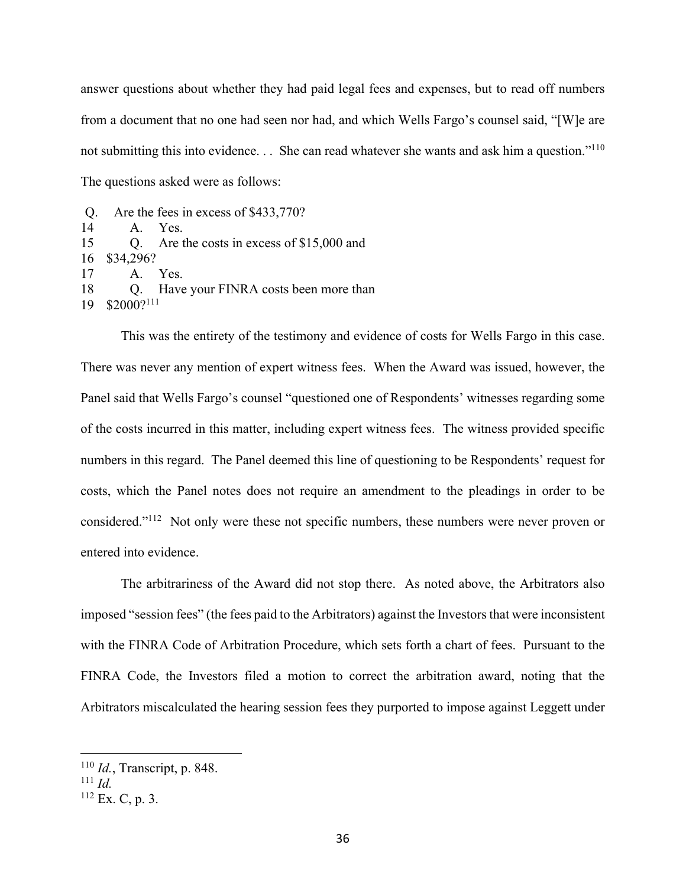answer questions about whether they had paid legal fees and expenses, but to read off numbers from a document that no one had seen nor had, and which Wells Fargo's counsel said, "[W]e are not submitting this into evidence. . . She can read whatever she wants and ask him a question."[110] The questions asked were as follows:

```
 Q.    Are the fees in excess of $433,770?
14       A.    Yes.
15       Q.    Are the costs in excess of $15,000 and
16   $34,296?
17       A.    Yes.
18       Q.    Have your FINRA costs been more than
19   $2000?[111]
```

This was the entirety of the testimony and evidence of costs for Wells Fargo in this case. There was never any mention of expert witness fees. When the Award was issued, however, the Panel said that Wells Fargo's counsel "questioned one of Respondents' witnesses regarding some of the costs incurred in this matter, including expert witness fees. The witness provided specific numbers in this regard. The Panel deemed this line of questioning to be Respondents' request for costs, which the Panel notes does not require an amendment to the pleadings in order to be considered."[112] Not only were these not specific numbers, these numbers were never proven or entered into evidence.

The arbitrariness of the Award did not stop there. As noted above, the Arbitrators also imposed "session fees" (the fees paid to the Arbitrators) against the Investors that were inconsistent with the FINRA Code of Arbitration Procedure, which sets forth a chart of fees. Pursuant to the FINRA Code, the Investors filed a motion to correct the arbitration award, noting that the Arbitrators miscalculated the hearing session fees they purported to impose against Leggett under

---

[110] *Id.*, Transcript, p. 848.

[111] *Id.*

[112] Ex. C, p. 3.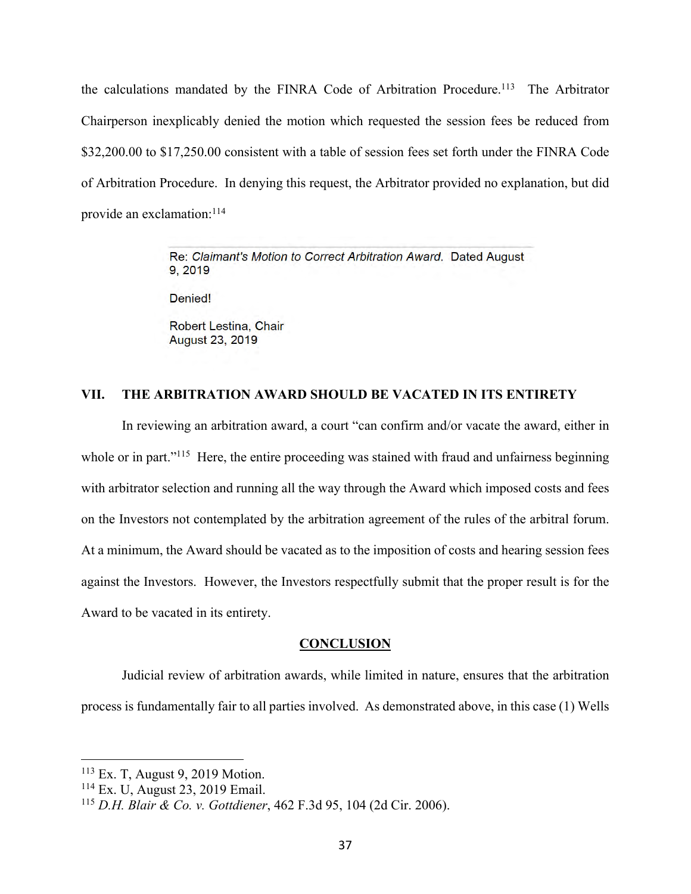the calculations mandated by the FINRA Code of Arbitration Procedure.[113] The Arbitrator Chairperson inexplicably denied the motion which requested the session fees be reduced from $32,200.00 to $17,250.00 consistent with a table of session fees set forth under the FINRA Code of Arbitration Procedure. In denying this request, the Arbitrator provided no explanation, but did provide an exclamation:[114]

> Re: *Claimant's Motion to Correct Arbitration Award.* Dated August 9, 2019
>
> Denied!
>
> Robert Lestina, Chair
> August 23, 2019

## VII. THE ARBITRATION AWARD SHOULD BE VACATED IN ITS ENTIRETY

In reviewing an arbitration award, a court "can confirm and/or vacate the award, either in whole or in part."[115] Here, the entire proceeding was stained with fraud and unfairness beginning with arbitrator selection and running all the way through the Award which imposed costs and fees on the Investors not contemplated by the arbitration agreement of the rules of the arbitral forum. At a minimum, the Award should be vacated as to the imposition of costs and hearing session fees against the Investors. However, the Investors respectfully submit that the proper result is for the Award to be vacated in its entirety.

## CONCLUSION

Judicial review of arbitration awards, while limited in nature, ensures that the arbitration process is fundamentally fair to all parties involved. As demonstrated above, in this case (1) Wells

---

[113] Ex. T, August 9, 2019 Motion.

[114] Ex. U, August 23, 2019 Email.

[115] *D.H. Blair & Co. v. Gottdiener*, 462 F.3d 95, 104 (2d Cir. 2006).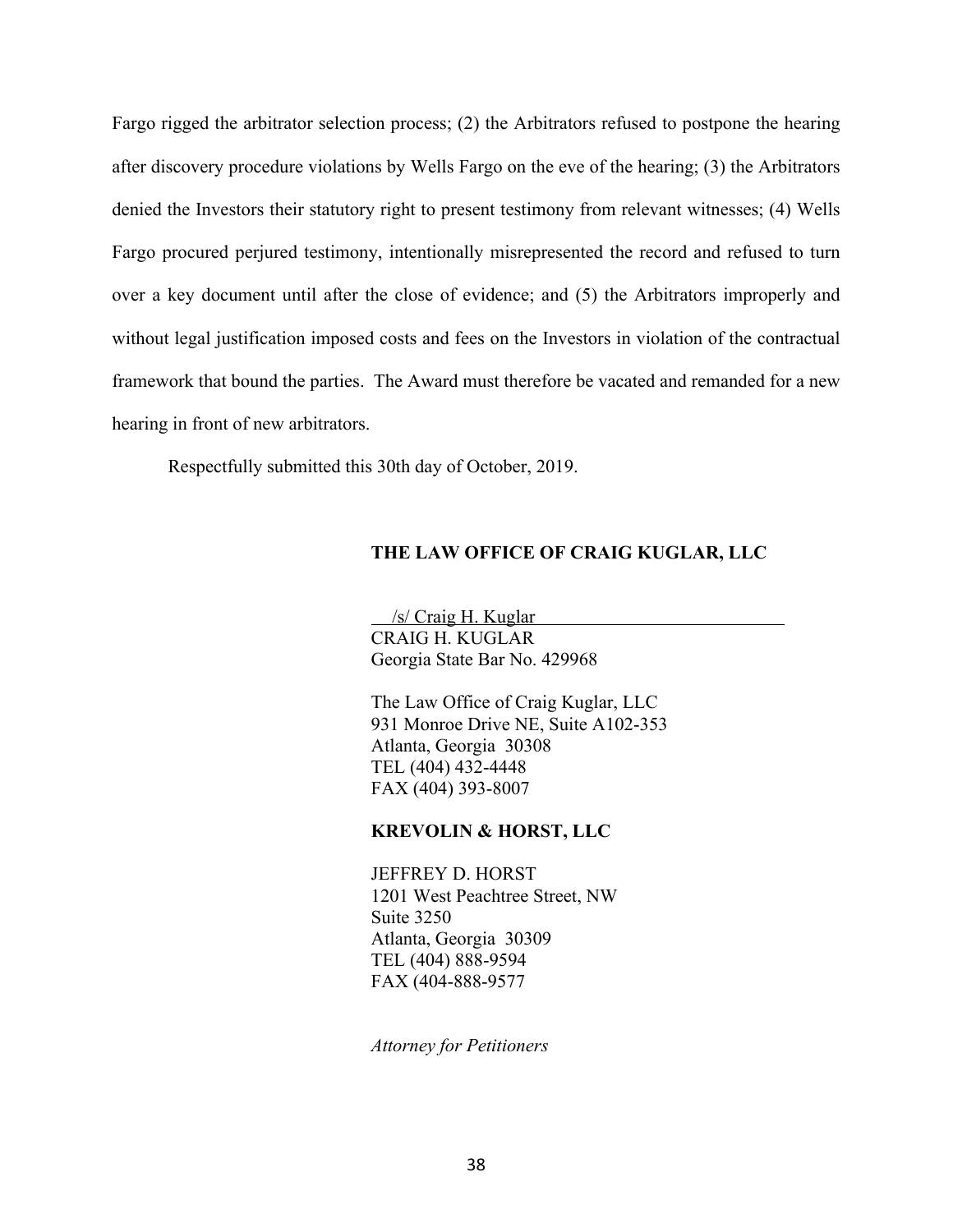Fargo rigged the arbitrator selection process; (2) the Arbitrators refused to postpone the hearing after discovery procedure violations by Wells Fargo on the eve of the hearing; (3) the Arbitrators denied the Investors their statutory right to present testimony from relevant witnesses; (4) Wells Fargo procured perjured testimony, intentionally misrepresented the record and refused to turn over a key document until after the close of evidence; and (5) the Arbitrators improperly and without legal justification imposed costs and fees on the Investors in violation of the contractual framework that bound the parties. The Award must therefore be vacated and remanded for a new hearing in front of new arbitrators.

Respectfully submitted this 30th day of October, 2019.

**THE LAW OFFICE OF CRAIG KUGLAR, LLC**

/s/ Craig H. Kuglar
CRAIG H. KUGLAR
Georgia State Bar No. 429968

The Law Office of Craig Kuglar, LLC
931 Monroe Drive NE, Suite A102-353
Atlanta, Georgia 30308
TEL (404) 432-4448
FAX (404) 393-8007

**KREVOLIN & HORST, LLC**

JEFFREY D. HORST
1201 West Peachtree Street, NW
Suite 3250
Atlanta, Georgia 30309
TEL (404) 888-9594
FAX (404-888-9577

*Attorney for Petitioners*